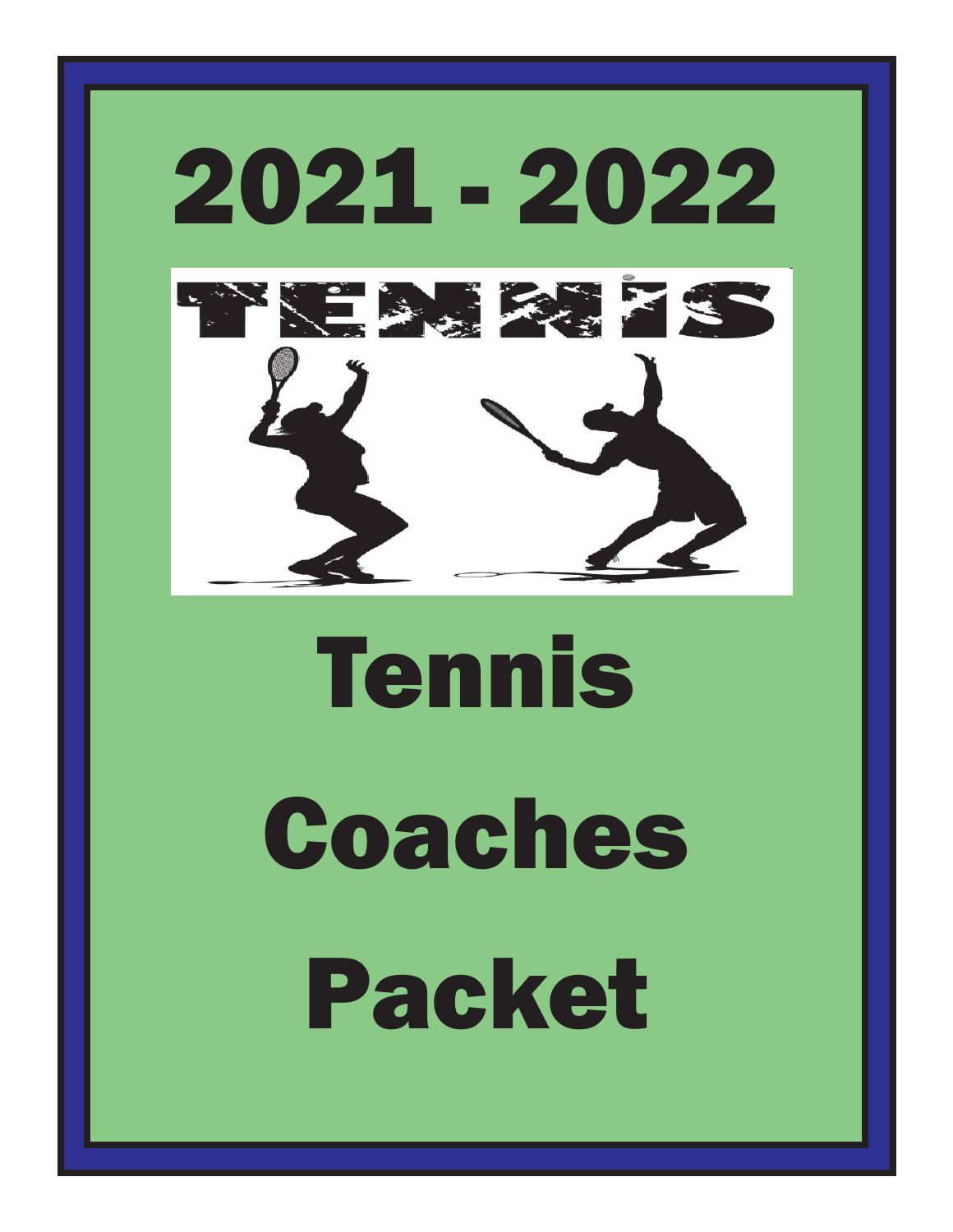# 2021 - 2022

TENNIS

# Tennis Coaches Packet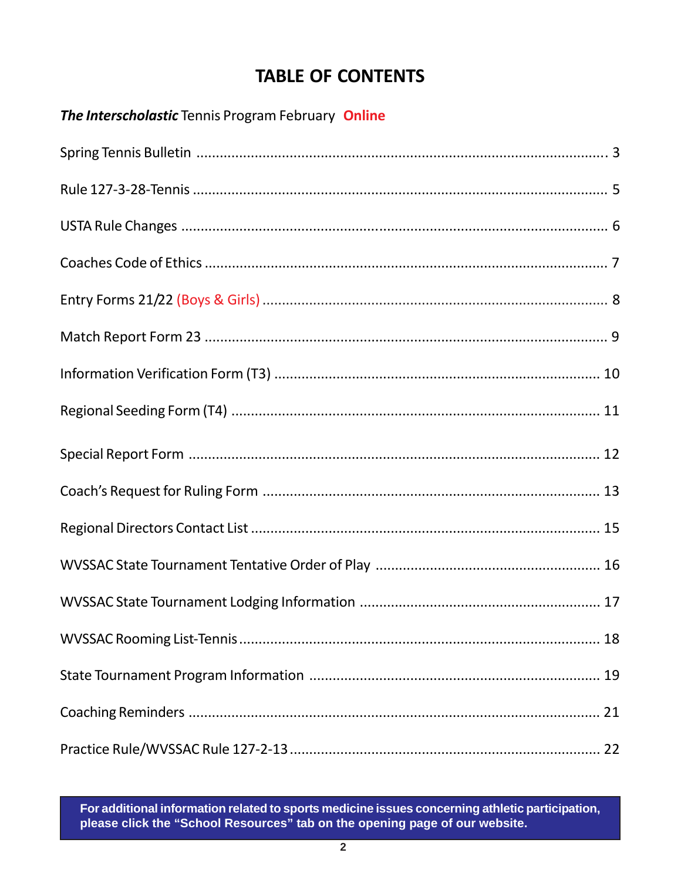# TABLE OF CONTENTS

***The Interscholastic*** Tennis Program February **Online**

Spring Tennis Bulletin ........................................................................................................ 3

Rule 127-3-28-Tennis ........................................................................................................ 5

USTA Rule Changes ........................................................................................................ 6

Coaches Code of Ethics ........................................................................................................ 7

Entry Forms 21/22 (Boys & Girls) ........................................................................................................ 8

Match Report Form 23 ........................................................................................................ 9

Information Verification Form (T3) ........................................................................................................ 10

Regional Seeding Form (T4) ........................................................................................................ 11

Special Report Form ........................................................................................................ 12

Coach's Request for Ruling Form ........................................................................................................ 13

Regional Directors Contact List ........................................................................................................ 15

WVSSAC State Tournament Tentative Order of Play ........................................................................................................ 16

WVSSAC State Tournament Lodging Information ........................................................................................................ 17

WVSSAC Rooming List-Tennis ........................................................................................................ 18

State Tournament Program Information ........................................................................................................ 19

Coaching Reminders ........................................................................................................ 21

Practice Rule/WVSSAC Rule 127-2-13 ........................................................................................................ 22

**For additional information related to sports medicine issues concerning athletic participation, please click the "School Resources" tab on the opening page of our website.**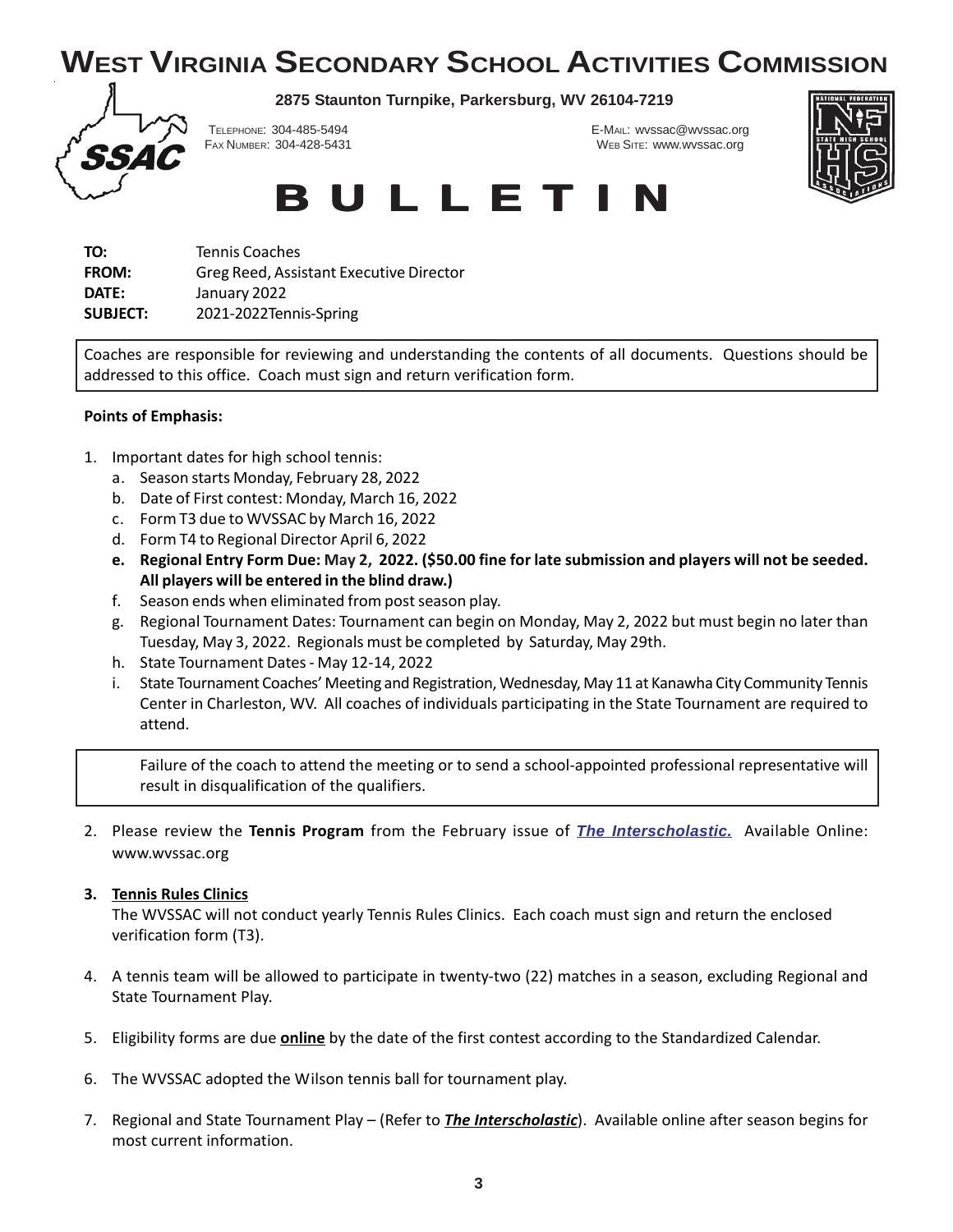# WEST VIRGINIA SECONDARY SCHOOL ACTIVITIES COMMISSION

**2875 Staunton Turnpike, Parkersburg, WV 26104-7219**

TELEPHONE: 304-485-5494
FAX NUMBER: 304-428-5431

E-MAIL: wvssac@wvssac.org
WEB SITE: www.wvssac.org

# BULLETIN

**TO:** Tennis Coaches
**FROM:** Greg Reed, Assistant Executive Director
**DATE:** January 2022
**SUBJECT:** 2021-2022Tennis-Spring

Coaches are responsible for reviewing and understanding the contents of all documents. Questions should be addressed to this office. Coach must sign and return verification form.

**Points of Emphasis:**

1. Important dates for high school tennis:
   a. Season starts Monday, February 28, 2022
   b. Date of First contest: Monday, March 16, 2022
   c. Form T3 due to WVSSAC by March 16, 2022
   d. Form T4 to Regional Director April 6, 2022
   e. **Regional Entry Form Due: May 2, 2022. ($50.00 fine for late submission and players will not be seeded. All players will be entered in the blind draw.)**
   f. Season ends when eliminated from post season play.
   g. Regional Tournament Dates: Tournament can begin on Monday, May 2, 2022 but must begin no later than Tuesday, May 3, 2022. Regionals must be completed by Saturday, May 29th.
   h. State Tournament Dates - May 12-14, 2022
   i. State Tournament Coaches' Meeting and Registration, Wednesday, May 11 at Kanawha City Community Tennis Center in Charleston, WV. All coaches of individuals participating in the State Tournament are required to attend.

   Failure of the coach to attend the meeting or to send a school-appointed professional representative will result in disqualification of the qualifiers.

2. Please review the **Tennis Program** from the February issue of ***The Interscholastic.*** Available Online: www.wvssac.org

3. **Tennis Rules Clinics**
   The WVSSAC will not conduct yearly Tennis Rules Clinics. Each coach must sign and return the enclosed verification form (T3).

4. A tennis team will be allowed to participate in twenty-two (22) matches in a season, excluding Regional and State Tournament Play.

5. Eligibility forms are due **online** by the date of the first contest according to the Standardized Calendar.

6. The WVSSAC adopted the Wilson tennis ball for tournament play.

7. Regional and State Tournament Play – (Refer to ***The Interscholastic***). Available online after season begins for most current information.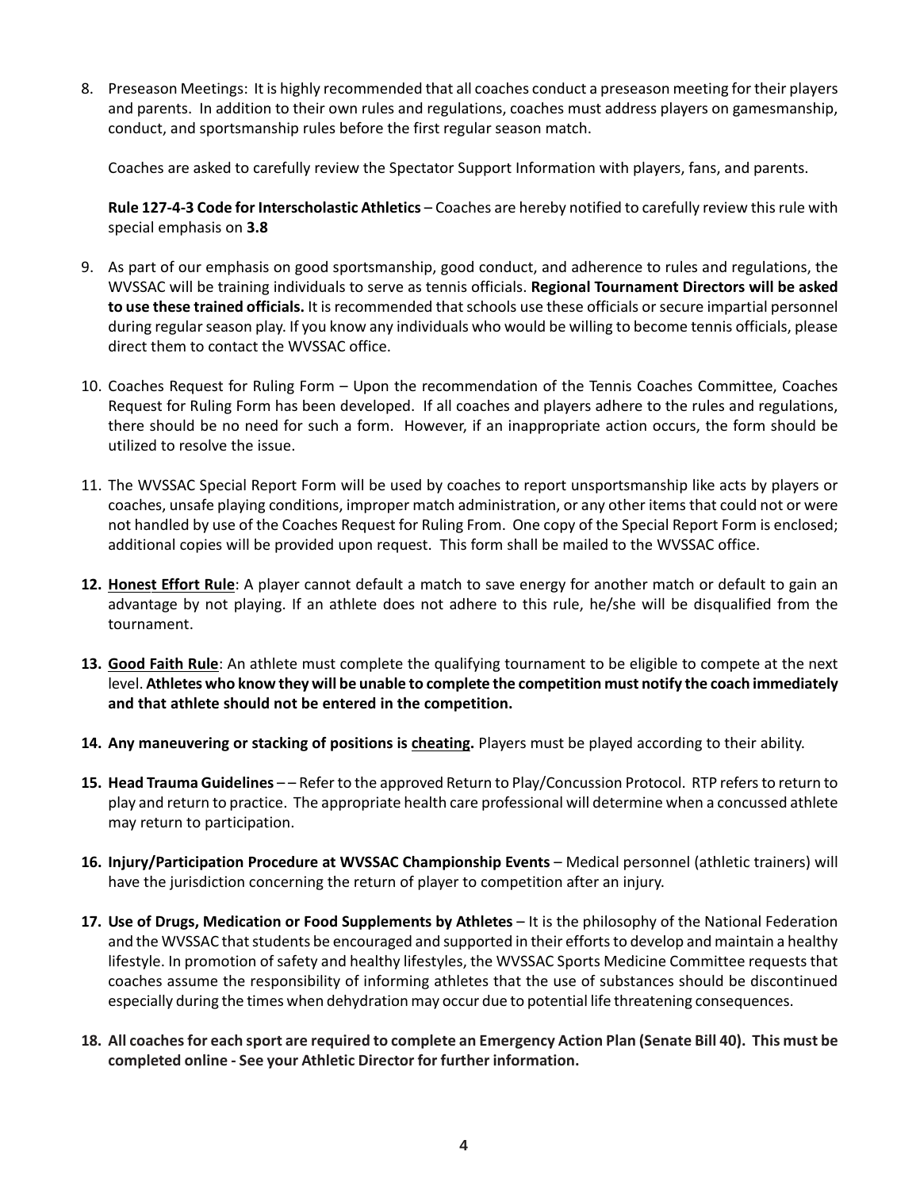8. Preseason Meetings: It is highly recommended that all coaches conduct a preseason meeting for their players and parents. In addition to their own rules and regulations, coaches must address players on gamesmanship, conduct, and sportsmanship rules before the first regular season match.

   Coaches are asked to carefully review the Spectator Support Information with players, fans, and parents.

   **Rule 127-4-3 Code for Interscholastic Athletics** – Coaches are hereby notified to carefully review this rule with special emphasis on **3.8**

9. As part of our emphasis on good sportsmanship, good conduct, and adherence to rules and regulations, the WVSSAC will be training individuals to serve as tennis officials. **Regional Tournament Directors will be asked to use these trained officials.** It is recommended that schools use these officials or secure impartial personnel during regular season play. If you know any individuals who would be willing to become tennis officials, please direct them to contact the WVSSAC office.

10. Coaches Request for Ruling Form – Upon the recommendation of the Tennis Coaches Committee, Coaches Request for Ruling Form has been developed. If all coaches and players adhere to the rules and regulations, there should be no need for such a form. However, if an inappropriate action occurs, the form should be utilized to resolve the issue.

11. The WVSSAC Special Report Form will be used by coaches to report unsportsmanship like acts by players or coaches, unsafe playing conditions, improper match administration, or any other items that could not or were not handled by use of the Coaches Request for Ruling From. One copy of the Special Report Form is enclosed; additional copies will be provided upon request. This form shall be mailed to the WVSSAC office.

12. **Honest Effort Rule**: A player cannot default a match to save energy for another match or default to gain an advantage by not playing. If an athlete does not adhere to this rule, he/she will be disqualified from the tournament.

13. **Good Faith Rule**: An athlete must complete the qualifying tournament to be eligible to compete at the next level. **Athletes who know they will be unable to complete the competition must notify the coach immediately and that athlete should not be entered in the competition.**

14. **Any maneuvering or stacking of positions is cheating.** Players must be played according to their ability.

15. **Head Trauma Guidelines** – – Refer to the approved Return to Play/Concussion Protocol. RTP refers to return to play and return to practice. The appropriate health care professional will determine when a concussed athlete may return to participation.

16. **Injury/Participation Procedure at WVSSAC Championship Events** – Medical personnel (athletic trainers) will have the jurisdiction concerning the return of player to competition after an injury.

17. **Use of Drugs, Medication or Food Supplements by Athletes** – It is the philosophy of the National Federation and the WVSSAC that students be encouraged and supported in their efforts to develop and maintain a healthy lifestyle. In promotion of safety and healthy lifestyles, the WVSSAC Sports Medicine Committee requests that coaches assume the responsibility of informing athletes that the use of substances should be discontinued especially during the times when dehydration may occur due to potential life threatening consequences.

18. **All coaches for each sport are required to complete an Emergency Action Plan (Senate Bill 40). This must be completed online - See your Athletic Director for further information.**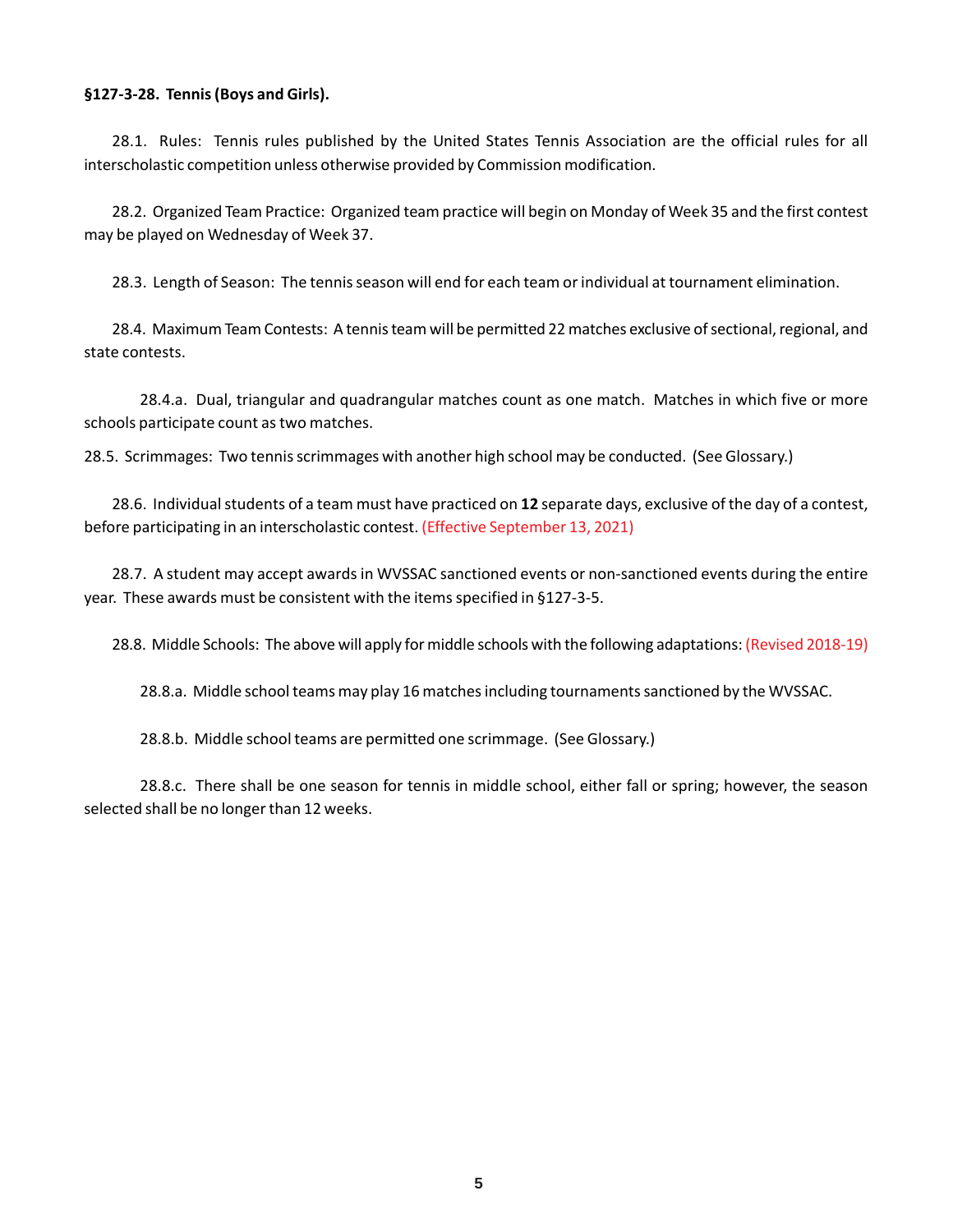**§127-3-28. Tennis (Boys and Girls).**

28.1. Rules: Tennis rules published by the United States Tennis Association are the official rules for all interscholastic competition unless otherwise provided by Commission modification.

28.2. Organized Team Practice: Organized team practice will begin on Monday of Week 35 and the first contest may be played on Wednesday of Week 37.

28.3. Length of Season: The tennis season will end for each team or individual at tournament elimination.

28.4. Maximum Team Contests: A tennis team will be permitted 22 matches exclusive of sectional, regional, and state contests.

28.4.a. Dual, triangular and quadrangular matches count as one match. Matches in which five or more schools participate count as two matches.

28.5. Scrimmages: Two tennis scrimmages with another high school may be conducted. (See Glossary.)

28.6. Individual students of a team must have practiced on **12** separate days, exclusive of the day of a contest, before participating in an interscholastic contest. (Effective September 13, 2021)

28.7. A student may accept awards in WVSSAC sanctioned events or non-sanctioned events during the entire year. These awards must be consistent with the items specified in §127-3-5.

28.8. Middle Schools: The above will apply for middle schools with the following adaptations: (Revised 2018-19)

28.8.a. Middle school teams may play 16 matches including tournaments sanctioned by the WVSSAC.

28.8.b. Middle school teams are permitted one scrimmage. (See Glossary.)

28.8.c. There shall be one season for tennis in middle school, either fall or spring; however, the season selected shall be no longer than 12 weeks.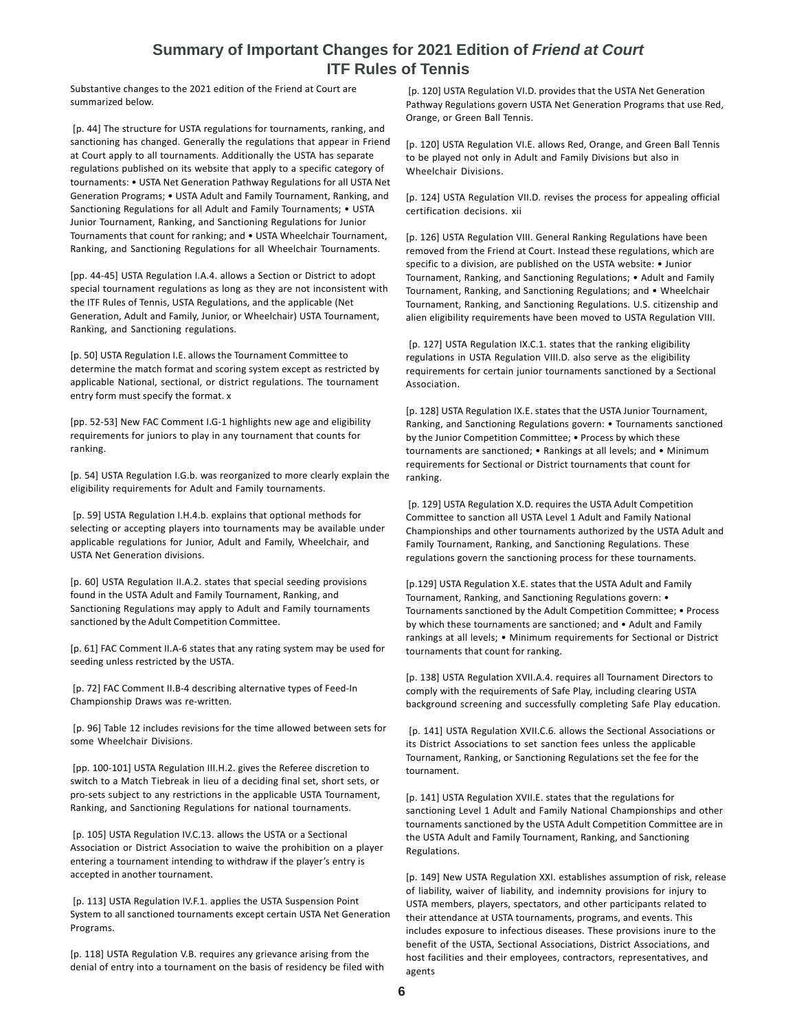# Summary of Important Changes for 2021 Edition of *Friend at Court* ITF Rules of Tennis

Substantive changes to the 2021 edition of the Friend at Court are summarized below.

[p. 44] The structure for USTA regulations for tournaments, ranking, and sanctioning has changed. Generally the regulations that appear in Friend at Court apply to all tournaments. Additionally the USTA has separate regulations published on its website that apply to a specific category of tournaments: • USTA Net Generation Pathway Regulations for all USTA Net Generation Programs; • USTA Adult and Family Tournament, Ranking, and Sanctioning Regulations for all Adult and Family Tournaments; • USTA Junior Tournament, Ranking, and Sanctioning Regulations for Junior Tournaments that count for ranking; and • USTA Wheelchair Tournament, Ranking, and Sanctioning Regulations for all Wheelchair Tournaments.

[pp. 44-45] USTA Regulation I.A.4. allows a Section or District to adopt special tournament regulations as long as they are not inconsistent with the ITF Rules of Tennis, USTA Regulations, and the applicable (Net Generation, Adult and Family, Junior, or Wheelchair) USTA Tournament, Ranking, and Sanctioning regulations.

[p. 50] USTA Regulation I.E. allows the Tournament Committee to determine the match format and scoring system except as restricted by applicable National, sectional, or district regulations. The tournament entry form must specify the format. x

[pp. 52-53] New FAC Comment I.G-1 highlights new age and eligibility requirements for juniors to play in any tournament that counts for ranking.

[p. 54] USTA Regulation I.G.b. was reorganized to more clearly explain the eligibility requirements for Adult and Family tournaments.

[p. 59] USTA Regulation I.H.4.b. explains that optional methods for selecting or accepting players into tournaments may be available under applicable regulations for Junior, Adult and Family, Wheelchair, and USTA Net Generation divisions.

[p. 60] USTA Regulation II.A.2. states that special seeding provisions found in the USTA Adult and Family Tournament, Ranking, and Sanctioning Regulations may apply to Adult and Family tournaments sanctioned by the Adult Competition Committee.

[p. 61] FAC Comment II.A-6 states that any rating system may be used for seeding unless restricted by the USTA.

[p. 72] FAC Comment II.B-4 describing alternative types of Feed-In Championship Draws was re-written.

[p. 96] Table 12 includes revisions for the time allowed between sets for some Wheelchair Divisions.

[pp. 100-101] USTA Regulation III.H.2. gives the Referee discretion to switch to a Match Tiebreak in lieu of a deciding final set, short sets, or pro-sets subject to any restrictions in the applicable USTA Tournament, Ranking, and Sanctioning Regulations for national tournaments.

[p. 105] USTA Regulation IV.C.13. allows the USTA or a Sectional Association or District Association to waive the prohibition on a player entering a tournament intending to withdraw if the player's entry is accepted in another tournament.

[p. 113] USTA Regulation IV.F.1. applies the USTA Suspension Point System to all sanctioned tournaments except certain USTA Net Generation Programs.

[p. 118] USTA Regulation V.B. requires any grievance arising from the denial of entry into a tournament on the basis of residency be filed with

[p. 120] USTA Regulation VI.D. provides that the USTA Net Generation Pathway Regulations govern USTA Net Generation Programs that use Red, Orange, or Green Ball Tennis.

[p. 120] USTA Regulation VI.E. allows Red, Orange, and Green Ball Tennis to be played not only in Adult and Family Divisions but also in Wheelchair Divisions.

[p. 124] USTA Regulation VII.D. revises the process for appealing official certification decisions. xii

[p. 126] USTA Regulation VIII. General Ranking Regulations have been removed from the Friend at Court. Instead these regulations, which are specific to a division, are published on the USTA website: • Junior Tournament, Ranking, and Sanctioning Regulations; • Adult and Family Tournament, Ranking, and Sanctioning Regulations; and • Wheelchair Tournament, Ranking, and Sanctioning Regulations. U.S. citizenship and alien eligibility requirements have been moved to USTA Regulation VIII.

[p. 127] USTA Regulation IX.C.1. states that the ranking eligibility regulations in USTA Regulation VIII.D. also serve as the eligibility requirements for certain junior tournaments sanctioned by a Sectional Association.

[p. 128] USTA Regulation IX.E. states that the USTA Junior Tournament, Ranking, and Sanctioning Regulations govern: • Tournaments sanctioned by the Junior Competition Committee; • Process by which these tournaments are sanctioned; • Rankings at all levels; and • Minimum requirements for Sectional or District tournaments that count for ranking.

[p. 129] USTA Regulation X.D. requires the USTA Adult Competition Committee to sanction all USTA Level 1 Adult and Family National Championships and other tournaments authorized by the USTA Adult and Family Tournament, Ranking, and Sanctioning Regulations. These regulations govern the sanctioning process for these tournaments.

[p.129] USTA Regulation X.E. states that the USTA Adult and Family Tournament, Ranking, and Sanctioning Regulations govern: • Tournaments sanctioned by the Adult Competition Committee; • Process by which these tournaments are sanctioned; and • Adult and Family rankings at all levels; • Minimum requirements for Sectional or District tournaments that count for ranking.

[p. 138] USTA Regulation XVII.A.4. requires all Tournament Directors to comply with the requirements of Safe Play, including clearing USTA background screening and successfully completing Safe Play education.

[p. 141] USTA Regulation XVII.C.6. allows the Sectional Associations or its District Associations to set sanction fees unless the applicable Tournament, Ranking, or Sanctioning Regulations set the fee for the tournament.

[p. 141] USTA Regulation XVII.E. states that the regulations for sanctioning Level 1 Adult and Family National Championships and other tournaments sanctioned by the USTA Adult Competition Committee are in the USTA Adult and Family Tournament, Ranking, and Sanctioning Regulations.

[p. 149] New USTA Regulation XXI. establishes assumption of risk, release of liability, waiver of liability, and indemnity provisions for injury to USTA members, players, spectators, and other participants related to their attendance at USTA tournaments, programs, and events. This includes exposure to infectious diseases. These provisions inure to the benefit of the USTA, Sectional Associations, District Associations, and host facilities and their employees, contractors, representatives, and agents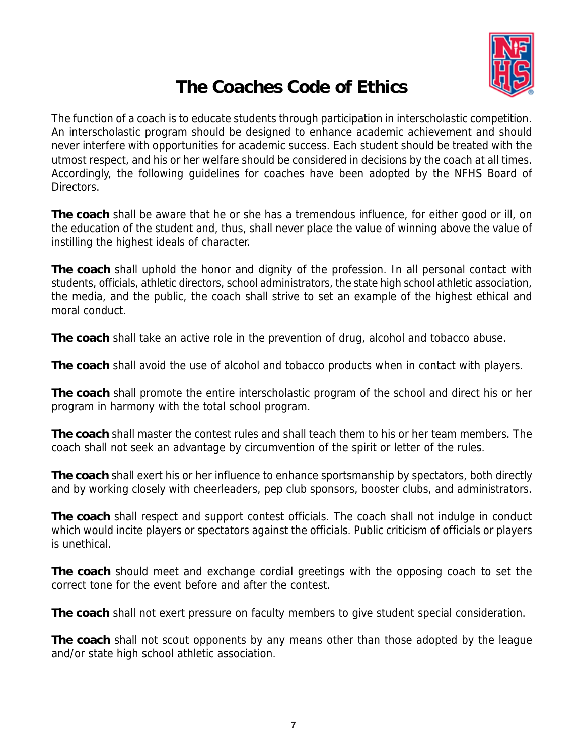# The Coaches Code of Ethics

The function of a coach is to educate students through participation in interscholastic competition. An interscholastic program should be designed to enhance academic achievement and should never interfere with opportunities for academic success. Each student should be treated with the utmost respect, and his or her welfare should be considered in decisions by the coach at all times. Accordingly, the following guidelines for coaches have been adopted by the NFHS Board of Directors.

**The coach** shall be aware that he or she has a tremendous influence, for either good or ill, on the education of the student and, thus, shall never place the value of winning above the value of instilling the highest ideals of character.

**The coach** shall uphold the honor and dignity of the profession. In all personal contact with students, officials, athletic directors, school administrators, the state high school athletic association, the media, and the public, the coach shall strive to set an example of the highest ethical and moral conduct.

**The coach** shall take an active role in the prevention of drug, alcohol and tobacco abuse.

**The coach** shall avoid the use of alcohol and tobacco products when in contact with players.

**The coach** shall promote the entire interscholastic program of the school and direct his or her program in harmony with the total school program.

**The coach** shall master the contest rules and shall teach them to his or her team members. The coach shall not seek an advantage by circumvention of the spirit or letter of the rules.

**The coach** shall exert his or her influence to enhance sportsmanship by spectators, both directly and by working closely with cheerleaders, pep club sponsors, booster clubs, and administrators.

**The coach** shall respect and support contest officials. The coach shall not indulge in conduct which would incite players or spectators against the officials. Public criticism of officials or players is unethical.

**The coach** should meet and exchange cordial greetings with the opposing coach to set the correct tone for the event before and after the contest.

**The coach** shall not exert pressure on faculty members to give student special consideration.

**The coach** shall not scout opponents by any means other than those adopted by the league and/or state high school athletic association.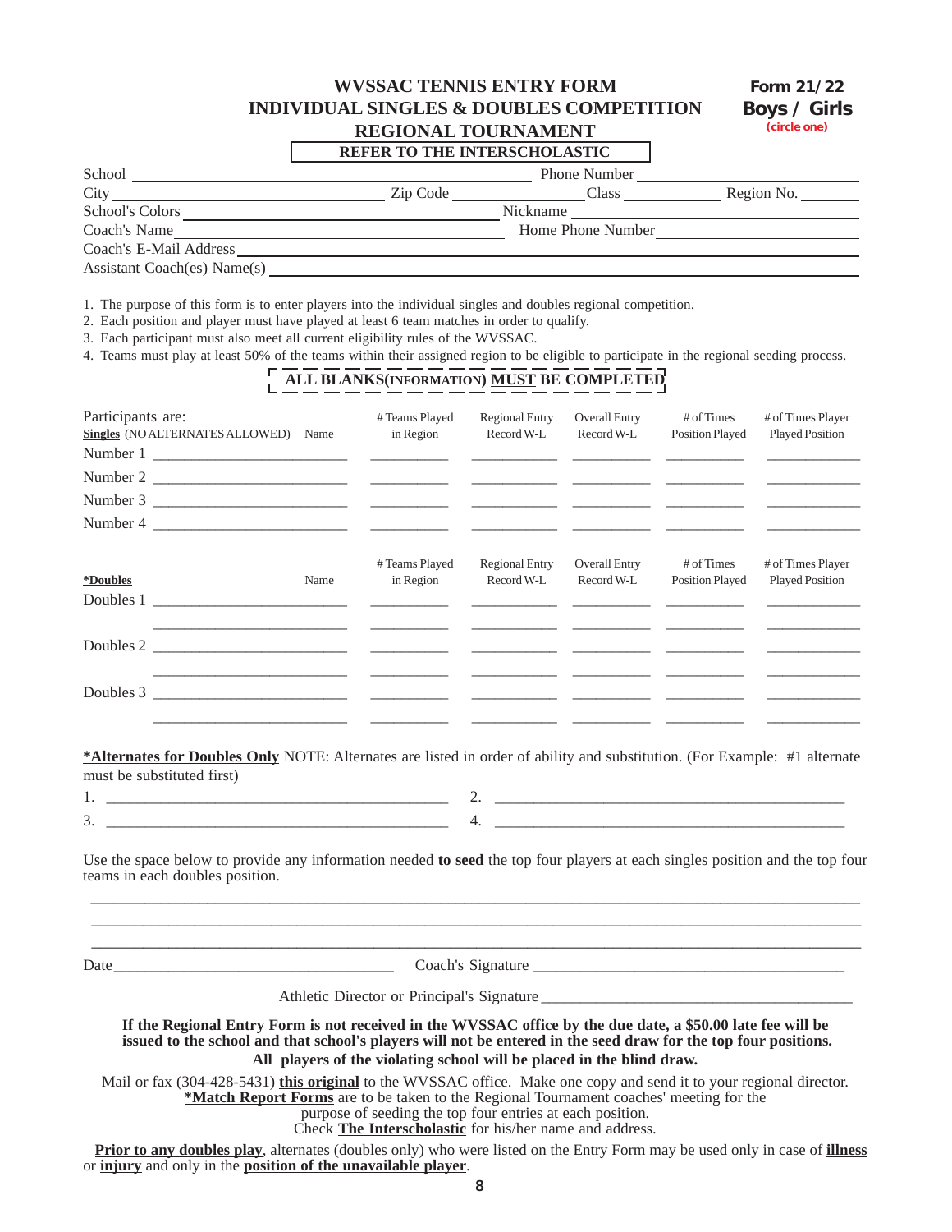# WVSSAC TENNIS ENTRY FORM
## INDIVIDUAL SINGLES & DOUBLES COMPETITION
## REGIONAL TOURNAMENT

**Form 21/22**

**Boys / Girls**
(circle one)

**REFER TO THE INTERSCHOLASTIC**

School ______________________ Phone Number ______________________

City ______________________ Zip Code ____________ Class ____________ Region No. ________

School's Colors ______________________ Nickname ______________________

Coach's Name ______________________ Home Phone Number ______________________

Coach's E-Mail Address ______________________

Assistant Coach(es) Name(s) ______________________

1. The purpose of this form is to enter players into the individual singles and doubles regional competition.
2. Each position and player must have played at least 6 team matches in order to qualify.
3. Each participant must also meet all current eligibility rules of the WVSSAC.
4. Teams must play at least 50% of the teams within their assigned region to be eligible to participate in the regional seeding process.

**ALL BLANKS(INFORMATION) MUST BE COMPLETED**

Participants are:

| **Singles** (NO ALTERNATES ALLOWED) Name | # Teams Played in Region | Regional Entry Record W-L | Overall Entry Record W-L | # of Times Position Played | # of Times Player Played Position |
|---|---|---|---|---|---|
| Number 1 ______ | | | | | |
| Number 2 ______ | | | | | |
| Number 3 ______ | | | | | |
| Number 4 ______ | | | | | |

| ***Doubles** Name | # Teams Played in Region | Regional Entry Record W-L | Overall Entry Record W-L | # of Times Position Played | # of Times Player Played Position |
|---|---|---|---|---|---|
| Doubles 1 ______ | | | | | |
| ______ | | | | | |
| Doubles 2 ______ | | | | | |
| ______ | | | | | |
| Doubles 3 ______ | | | | | |
| ______ | | | | | |

***Alternates for Doubles Only** NOTE: Alternates are listed in order of ability and substitution. (For Example: #1 alternate must be substituted first)

1. ______________________ 2. ______________________

3. ______________________ 4. ______________________

Use the space below to provide any information needed **to seed** the top four players at each singles position and the top four teams in each doubles position.

______________________________________________________________________

______________________________________________________________________

______________________________________________________________________

Date ______________________ Coach's Signature ______________________

Athletic Director or Principal's Signature ______________________

**If the Regional Entry Form is not received in the WVSSAC office by the due date, a $50.00 late fee will be issued to the school and that school's players will not be entered in the seed draw for the top four positions. All players of the violating school will be placed in the blind draw.**

Mail or fax (304-428-5431) **this original** to the WVSSAC office. Make one copy and send it to your regional director. ***Match Report Forms** are to be taken to the Regional Tournament coaches' meeting for the purpose of seeding the top four entries at each position. Check **The Interscholastic** for his/her name and address.

**Prior to any doubles play**, alternates (doubles only) who were listed on the Entry Form may be used only in case of **illness** or **injury** and only in the **position of the unavailable player**.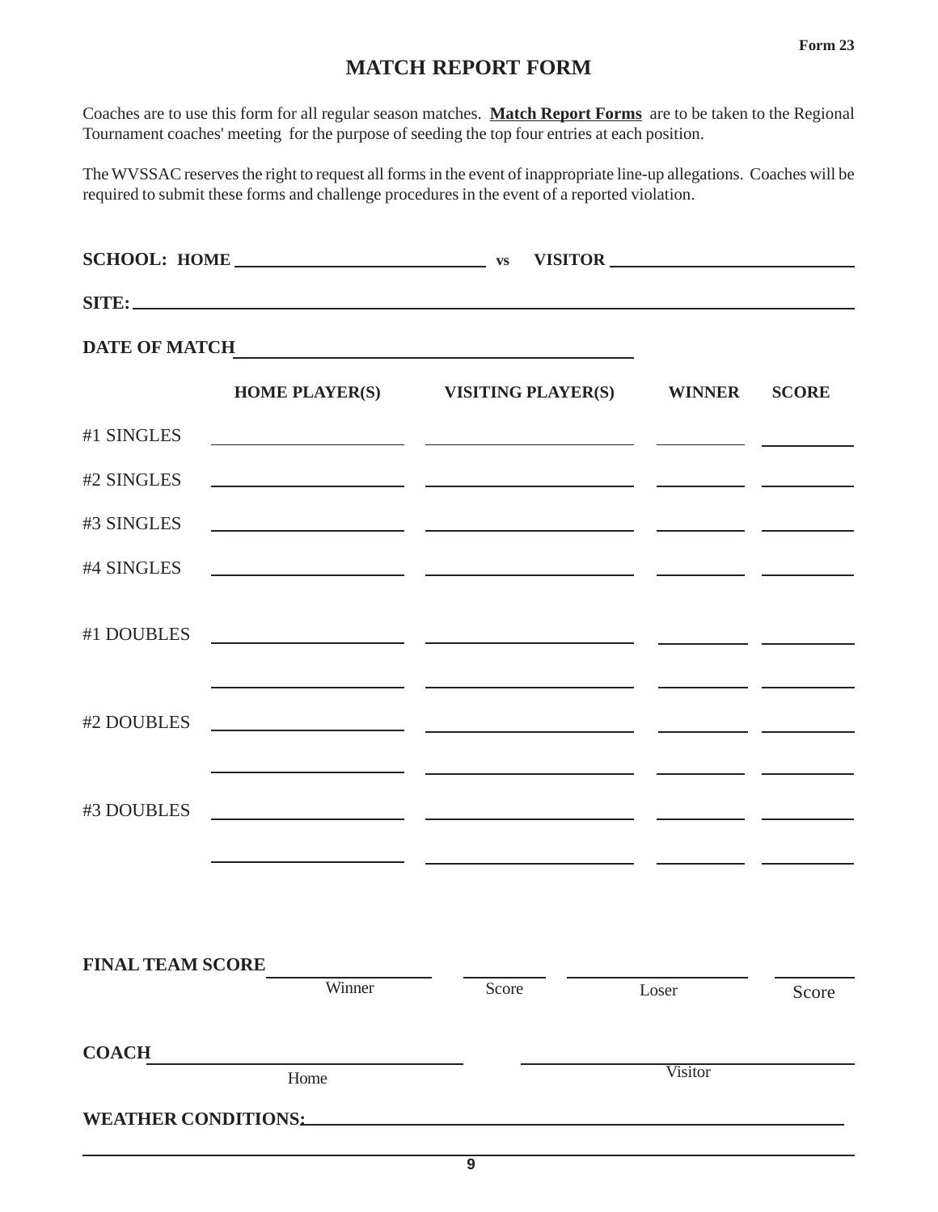Form 23

# MATCH REPORT FORM

Coaches are to use this form for all regular season matches. **Match Report Forms** are to be taken to the Regional Tournament coaches' meeting for the purpose of seeding the top four entries at each position.

The WVSSAC reserves the right to request all forms in the event of inappropriate line-up allegations. Coaches will be required to submit these forms and challenge procedures in the event of a reported violation.

**SCHOOL: HOME** ____________________________ **vs** **VISITOR** ____________________________

**SITE:** ________________________________________________________________________

**DATE OF MATCH** ______________________________________________

| | HOME PLAYER(S) | VISITING PLAYER(S) | WINNER | SCORE |
|---|---|---|---|---|
| #1 SINGLES | | | | |
| #2 SINGLES | | | | |
| #3 SINGLES | | | | |
| #4 SINGLES | | | | |
| #1 DOUBLES | | | | |
| | | | | |
| #2 DOUBLES | | | | |
| | | | | |
| #3 DOUBLES | | | | |
| | | | | |

**FINAL TEAM SCORE** ____________________ ____________ ____________________ ____________
Winner Score Loser Score

**COACH** ______________________________ ______________________________
Home Visitor

**WEATHER CONDITIONS:** ________________________________________________________________

________________________________________________________________________________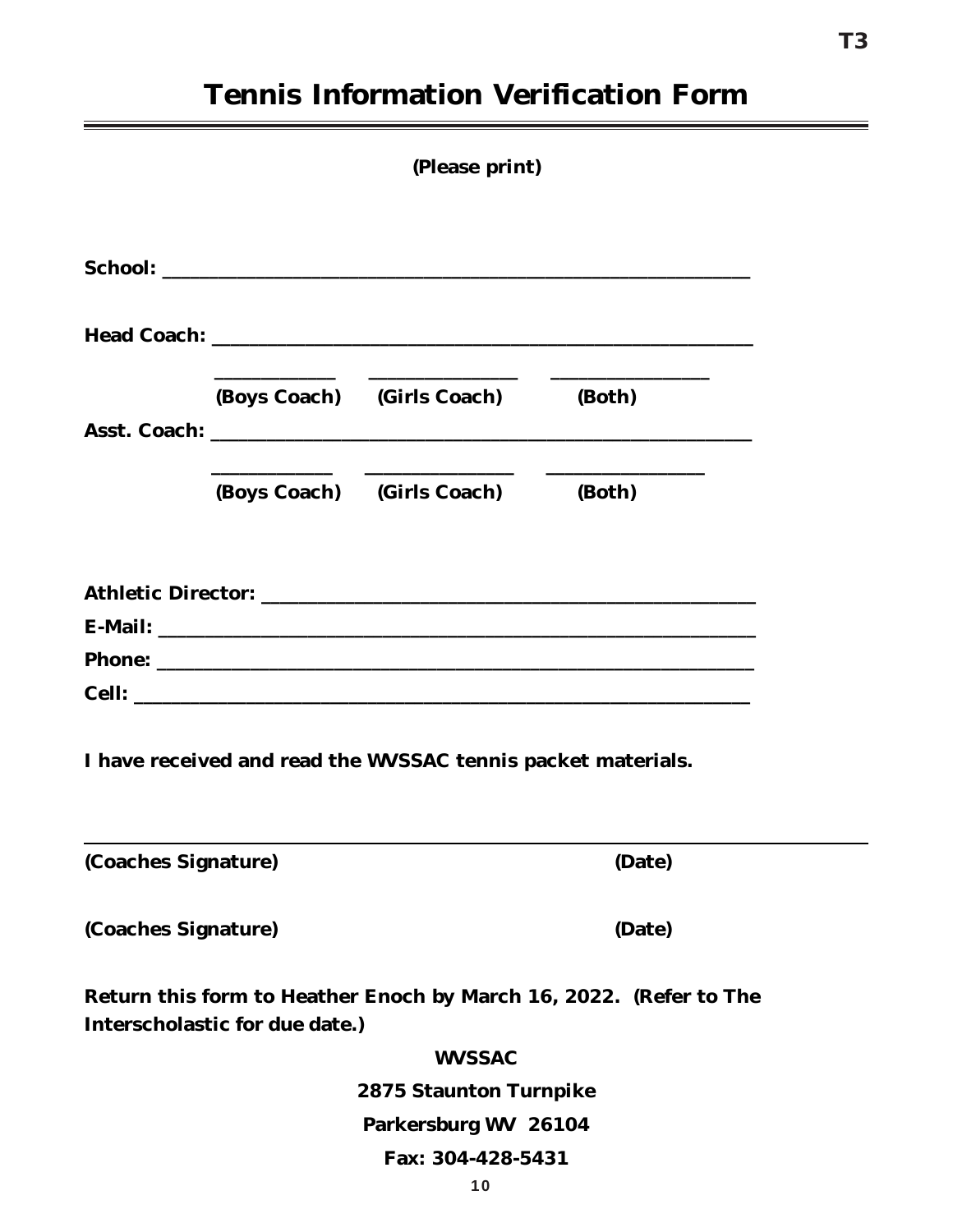T3

# Tennis Information Verification Form

**(Please print)**

**School:** ______________________________________________________

**Head Coach:** ___________________________________________________

_____________ _______________ ________________

**(Boys Coach) (Girls Coach) (Both)**

**Asst. Coach:** ___________________________________________________

_____________ _______________ ________________

**(Boys Coach) (Girls Coach) (Both)**

**Athletic Director:** ______________________________________________

**E-Mail:** ________________________________________________________

**Phone:** ________________________________________________________

**Cell:** __________________________________________________________

**I have received and read the WVSSAC tennis packet materials.**

___________________________________________________________________

**(Coaches Signature) (Date)**

**(Coaches Signature) (Date)**

**Return this form to Heather Enoch by March 16, 2022. (Refer to The Interscholastic for due date.)**

**WVSSAC**

**2875 Staunton Turnpike**

**Parkersburg WV 26104**

**Fax: 304-428-5431**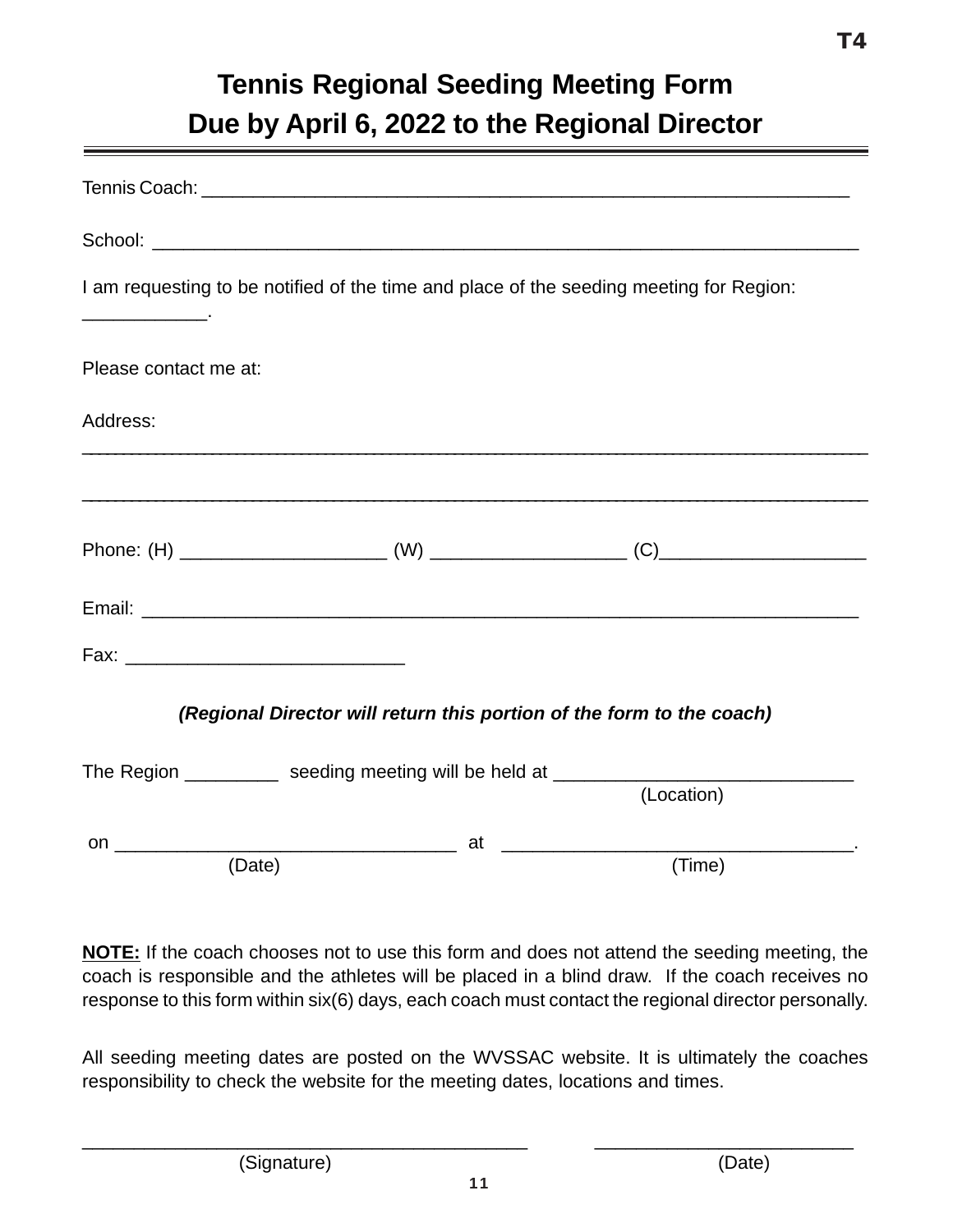T4

# Tennis Regional Seeding Meeting Form
# Due by April 6, 2022 to the Regional Director

Tennis Coach: ___________________________________________________________________

School: ________________________________________________________________________

I am requesting to be notified of the time and place of the seeding meeting for Region: ____________.

Please contact me at:

Address:
_______________________________________________________________________________

_______________________________________________________________________________

Phone: (H) ____________________ (W) ___________________ (C)____________________

Email: _________________________________________________________________________

Fax: ___________________________

***(Regional Director will return this portion of the form to the coach)***

The Region _________ seeding meeting will be held at _____________________________
(Location)

on _________________________________ at _________________________________.
(Date) (Time)

**NOTE:** If the coach chooses not to use this form and does not attend the seeding meeting, the coach is responsible and the athletes will be placed in a blind draw. If the coach receives no response to this form within six(6) days, each coach must contact the regional director personally.

All seeding meeting dates are posted on the WVSSAC website. It is ultimately the coaches responsibility to check the website for the meeting dates, locations and times.

_____________________________________________ __________________________
(Signature) (Date)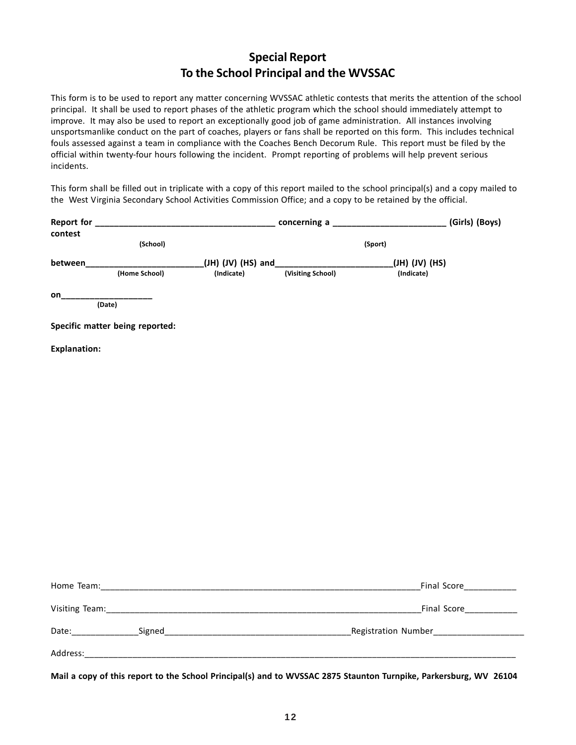## Special Report
## To the School Principal and the WVSSAC

This form is to be used to report any matter concerning WVSSAC athletic contests that merits the attention of the school principal. It shall be used to report phases of the athletic program which the school should immediately attempt to improve. It may also be used to report an exceptionally good job of game administration. All instances involving unsportsmanlike conduct on the part of coaches, players or fans shall be reported on this form. This includes technical fouls assessed against a team in compliance with the Coaches Bench Decorum Rule. This report must be filed by the official within twenty-four hours following the incident. Prompt reporting of problems will help prevent serious incidents.

This form shall be filled out in triplicate with a copy of this report mailed to the school principal(s) and a copy mailed to the West Virginia Secondary School Activities Commission Office; and a copy to be retained by the official.

**Report for** _____________________________________ **concerning a** _______________________ **(Girls) (Boys) contest**
(School) (Sport)

**between**________________________**(JH) (JV) (HS) and**________________________**(JH) (JV) (HS)**
(Home School) (Indicate) (Visiting School) (Indicate)

**on**___________________
(Date)

**Specific matter being reported:**

**Explanation:**

Home Team:__________________________________________________________________Final Score___________

Visiting Team:________________________________________________________________Final Score___________

Date:______________Signed______________________________________Registration Number___________________

Address:_________________________________________________________________________________________

**Mail a copy of this report to the School Principal(s) and to WVSSAC 2875 Staunton Turnpike, Parkersburg, WV 26104**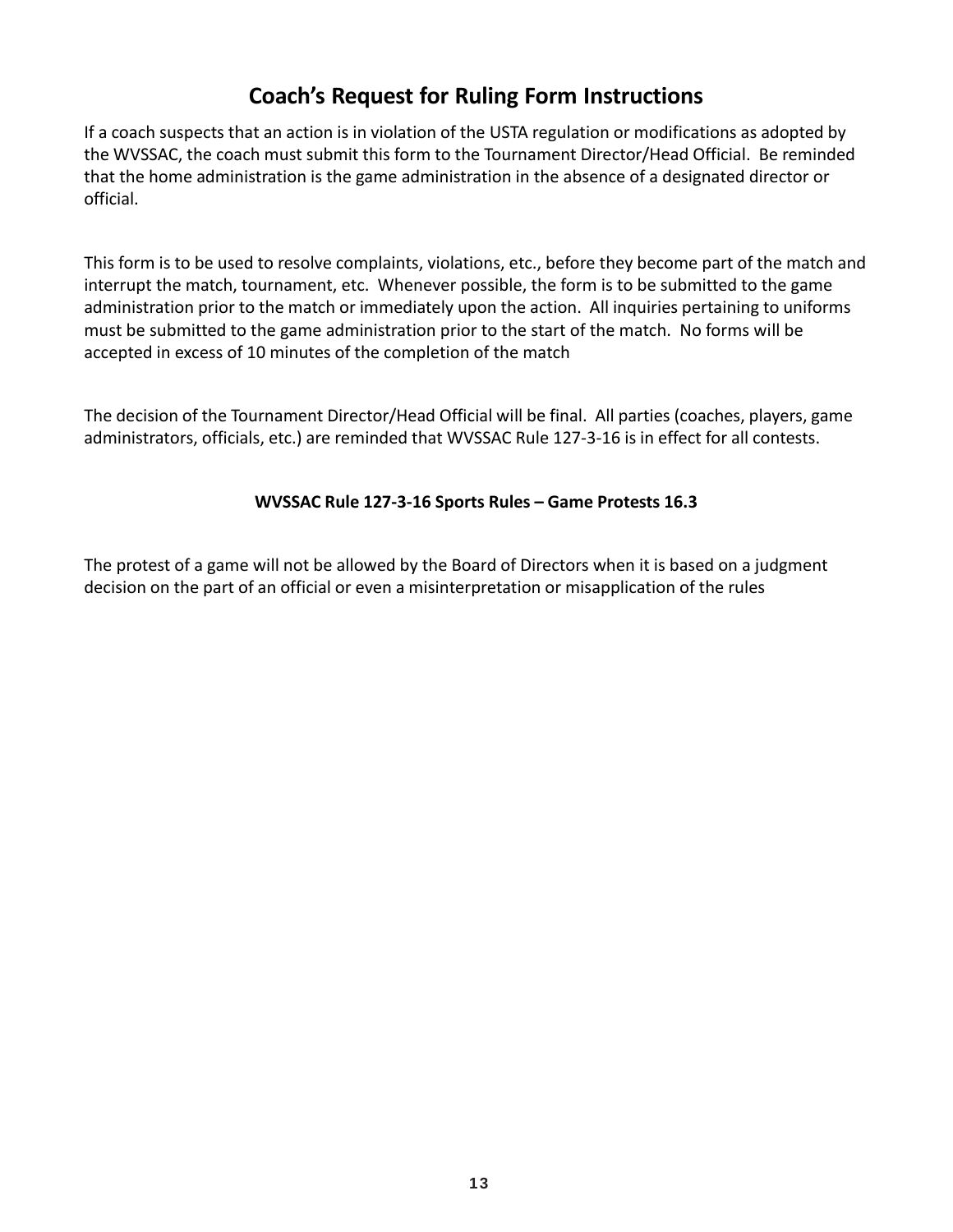# Coach's Request for Ruling Form Instructions

If a coach suspects that an action is in violation of the USTA regulation or modifications as adopted by the WVSSAC, the coach must submit this form to the Tournament Director/Head Official. Be reminded that the home administration is the game administration in the absence of a designated director or official.

This form is to be used to resolve complaints, violations, etc., before they become part of the match and interrupt the match, tournament, etc. Whenever possible, the form is to be submitted to the game administration prior to the match or immediately upon the action. All inquiries pertaining to uniforms must be submitted to the game administration prior to the start of the match. No forms will be accepted in excess of 10 minutes of the completion of the match

The decision of the Tournament Director/Head Official will be final. All parties (coaches, players, game administrators, officials, etc.) are reminded that WVSSAC Rule 127-3-16 is in effect for all contests.

**WVSSAC Rule 127-3-16 Sports Rules – Game Protests 16.3**

The protest of a game will not be allowed by the Board of Directors when it is based on a judgment decision on the part of an official or even a misinterpretation or misapplication of the rules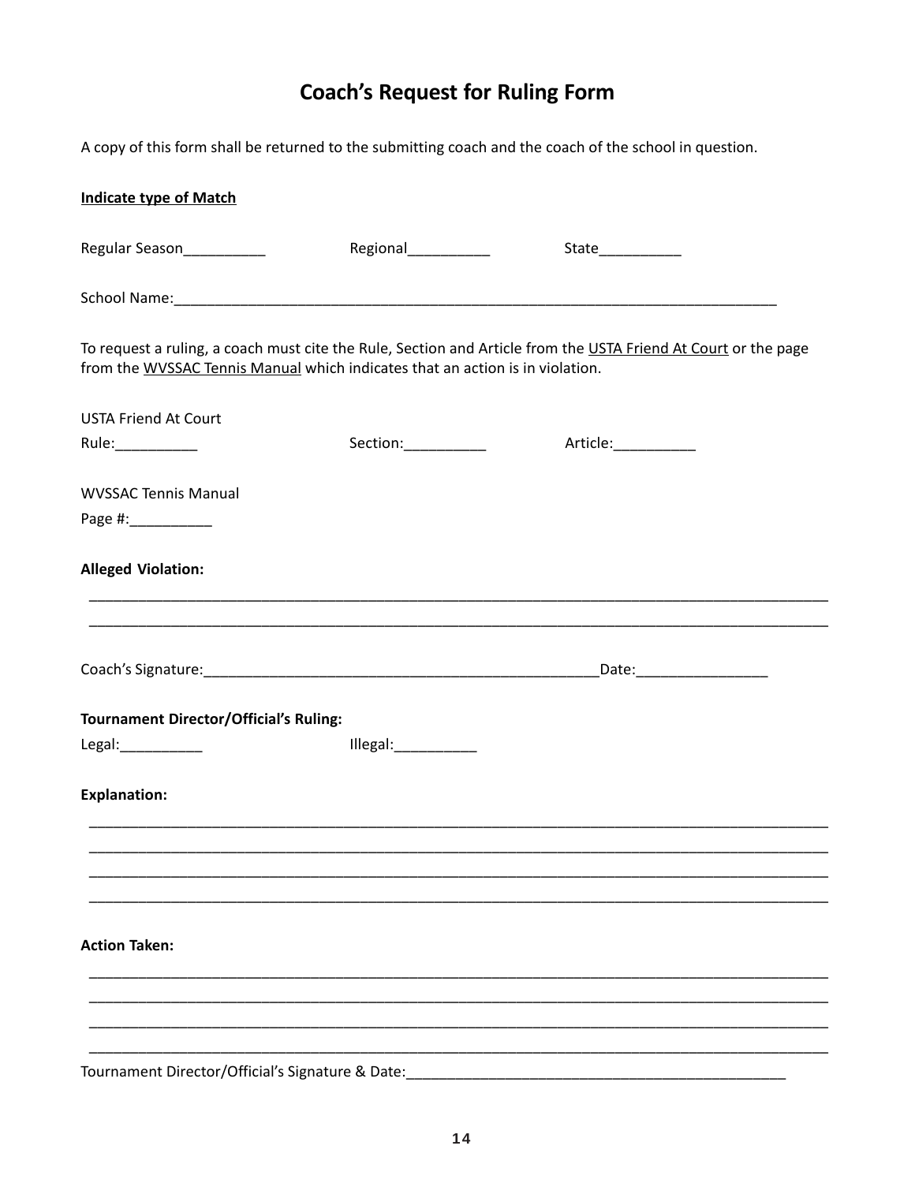# Coach's Request for Ruling Form

A copy of this form shall be returned to the submitting coach and the coach of the school in question.

**Indicate type of Match**

Regular Season__________ Regional__________ State__________

School Name:______________________________________________________________________________

To request a ruling, a coach must cite the Rule, Section and Article from the USTA Friend At Court or the page from the WVSSAC Tennis Manual which indicates that an action is in violation.

USTA Friend At Court

Rule:__________ Section:__________ Article:__________

WVSSAC Tennis Manual

Page #:__________

**Alleged Violation:**

_____________________________________________________________________________________________

_____________________________________________________________________________________________

Coach's Signature:__________________________________________________Date:________________

**Tournament Director/Official's Ruling:**

Legal:__________ Illegal:__________

**Explanation:**

_____________________________________________________________________________________________

_____________________________________________________________________________________________

_____________________________________________________________________________________________

_____________________________________________________________________________________________

**Action Taken:**

_____________________________________________________________________________________________

_____________________________________________________________________________________________

_____________________________________________________________________________________________

_____________________________________________________________________________________________

Tournament Director/Official's Signature & Date:________________________________________________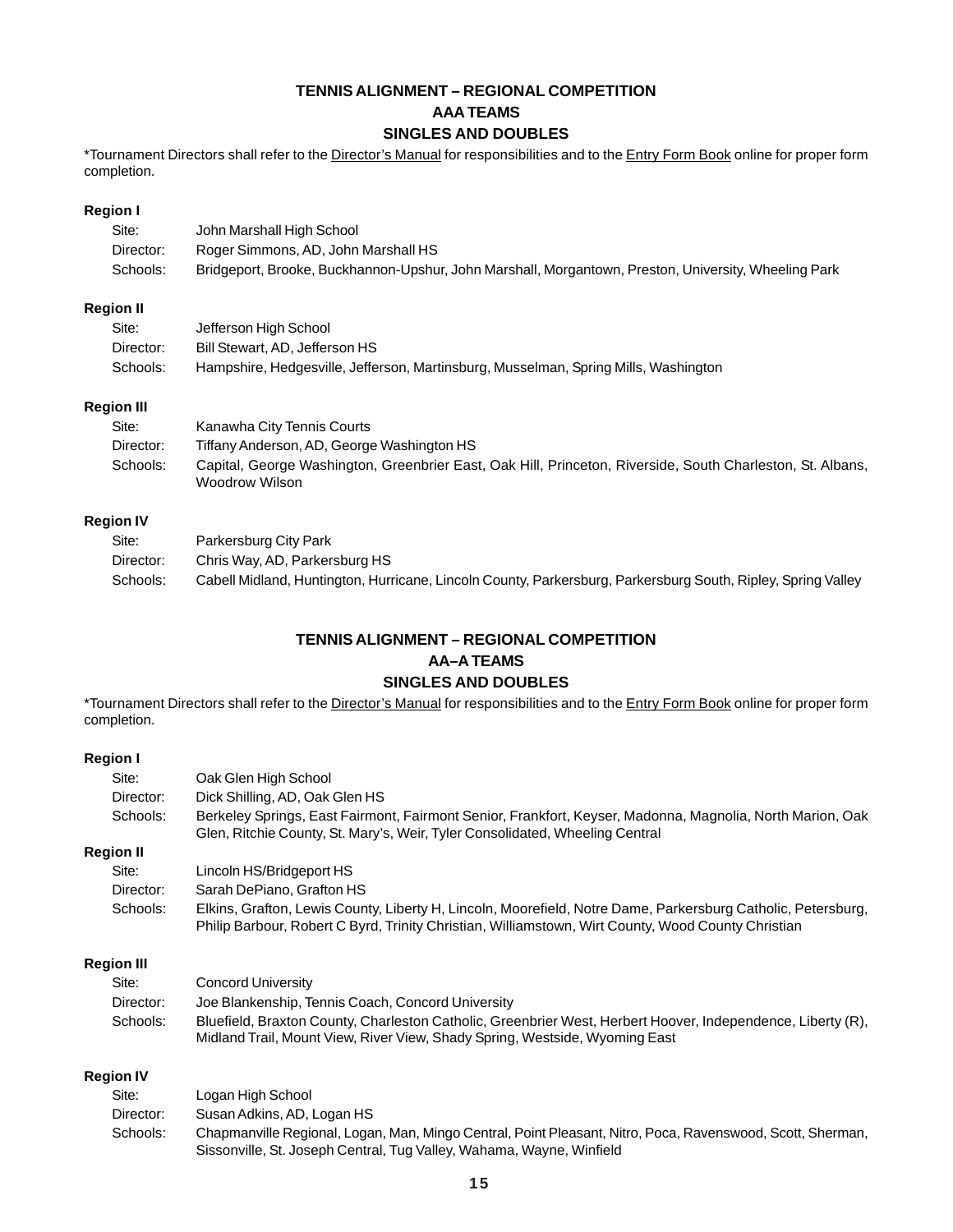## TENNIS ALIGNMENT – REGIONAL COMPETITION
## AAA TEAMS
## SINGLES AND DOUBLES

*Tournament Directors shall refer to the Director's Manual for responsibilities and to the Entry Form Book online for proper form completion.

**Region I**

| | |
|---|---|
| Site: | John Marshall High School |
| Director: | Roger Simmons, AD, John Marshall HS |
| Schools: | Bridgeport, Brooke, Buckhannon-Upshur, John Marshall, Morgantown, Preston, University, Wheeling Park |

**Region II**

| | |
|---|---|
| Site: | Jefferson High School |
| Director: | Bill Stewart, AD, Jefferson HS |
| Schools: | Hampshire, Hedgesville, Jefferson, Martinsburg, Musselman, Spring Mills, Washington |

**Region III**

| | |
|---|---|
| Site: | Kanawha City Tennis Courts |
| Director: | Tiffany Anderson, AD, George Washington HS |
| Schools: | Capital, George Washington, Greenbrier East, Oak Hill, Princeton, Riverside, South Charleston, St. Albans, Woodrow Wilson |

**Region IV**

| | |
|---|---|
| Site: | Parkersburg City Park |
| Director: | Chris Way, AD, Parkersburg HS |
| Schools: | Cabell Midland, Huntington, Hurricane, Lincoln County, Parkersburg, Parkersburg South, Ripley, Spring Valley |

## TENNIS ALIGNMENT – REGIONAL COMPETITION
## AA–A TEAMS
## SINGLES AND DOUBLES

*Tournament Directors shall refer to the Director's Manual for responsibilities and to the Entry Form Book online for proper form completion.

**Region I**

| | |
|---|---|
| Site: | Oak Glen High School |
| Director: | Dick Shilling, AD, Oak Glen HS |
| Schools: | Berkeley Springs, East Fairmont, Fairmont Senior, Frankfort, Keyser, Madonna, Magnolia, North Marion, Oak Glen, Ritchie County, St. Mary's, Weir, Tyler Consolidated, Wheeling Central |

**Region II**

| | |
|---|---|
| Site: | Lincoln HS/Bridgeport HS |
| Director: | Sarah DePiano, Grafton HS |
| Schools: | Elkins, Grafton, Lewis County, Liberty H, Lincoln, Moorefield, Notre Dame, Parkersburg Catholic, Petersburg, Philip Barbour, Robert C Byrd, Trinity Christian, Williamstown, Wirt County, Wood County Christian |

**Region III**

| | |
|---|---|
| Site: | Concord University |
| Director: | Joe Blankenship, Tennis Coach, Concord University |
| Schools: | Bluefield, Braxton County, Charleston Catholic, Greenbrier West, Herbert Hoover, Independence, Liberty (R), Midland Trail, Mount View, River View, Shady Spring, Westside, Wyoming East |

**Region IV**

| | |
|---|---|
| Site: | Logan High School |
| Director: | Susan Adkins, AD, Logan HS |
| Schools: | Chapmanville Regional, Logan, Man, Mingo Central, Point Pleasant, Nitro, Poca, Ravenswood, Scott, Sherman, Sissonville, St. Joseph Central, Tug Valley, Wahama, Wayne, Winfield |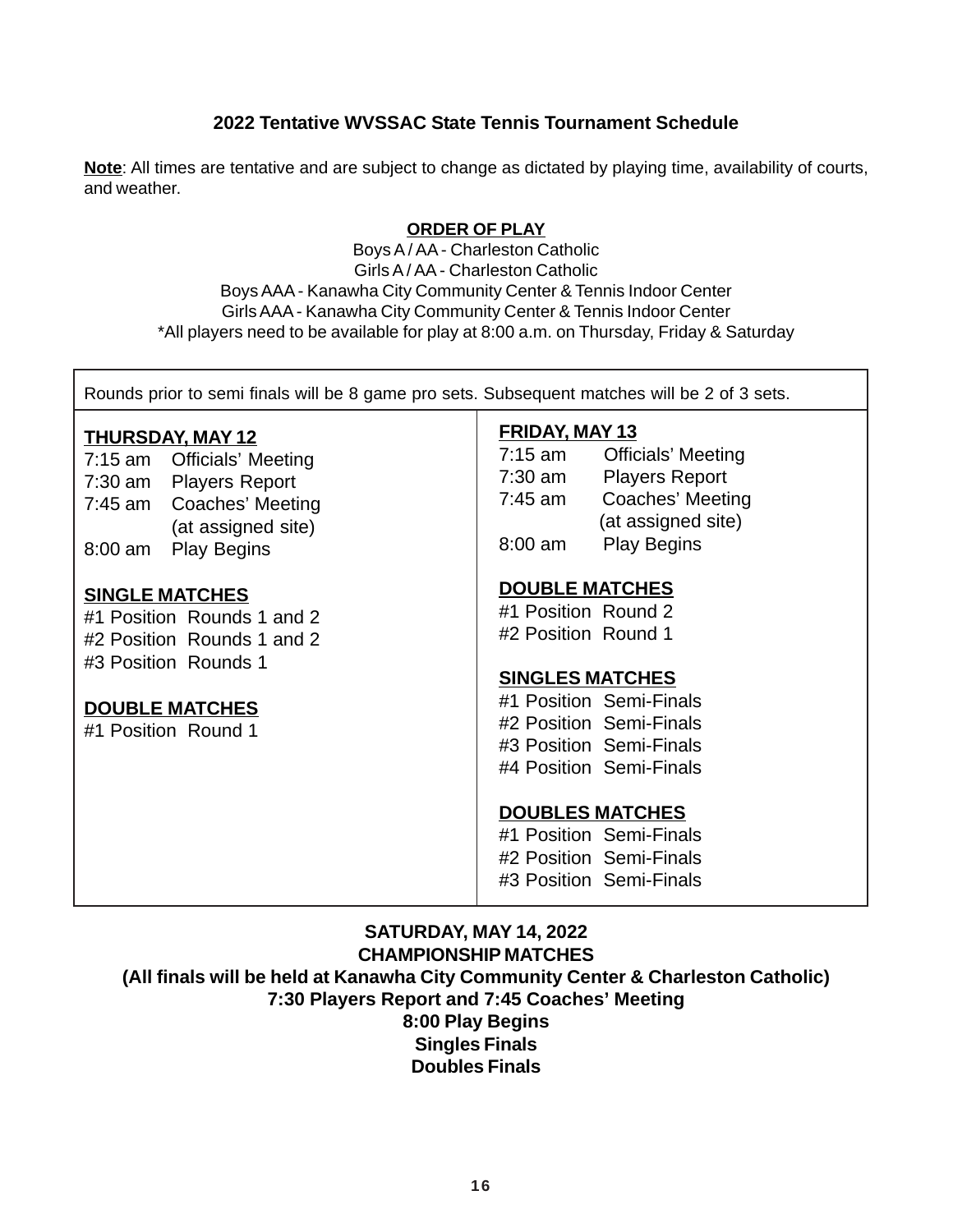## 2022 Tentative WVSSAC State Tennis Tournament Schedule

**Note**: All times are tentative and are subject to change as dictated by playing time, availability of courts, and weather.

**ORDER OF PLAY**

Boys A / AA - Charleston Catholic
Girls A / AA - Charleston Catholic
Boys AAA - Kanawha City Community Center & Tennis Indoor Center
Girls AAA - Kanawha City Community Center & Tennis Indoor Center
*All players need to be available for play at 8:00 a.m. on Thursday, Friday & Saturday

Rounds prior to semi finals will be 8 game pro sets. Subsequent matches will be 2 of 3 sets.

**THURSDAY, MAY 12**

7:15 am Officials' Meeting
7:30 am Players Report
7:45 am Coaches' Meeting (at assigned site)
8:00 am Play Begins

**SINGLE MATCHES**

#1 Position Rounds 1 and 2
#2 Position Rounds 1 and 2
#3 Position Rounds 1

**DOUBLE MATCHES**

#1 Position Round 1

**FRIDAY, MAY 13**

7:15 am Officials' Meeting
7:30 am Players Report
7:45 am Coaches' Meeting (at assigned site)
8:00 am Play Begins

**DOUBLE MATCHES**

#1 Position Round 2
#2 Position Round 1

**SINGLES MATCHES**

#1 Position Semi-Finals
#2 Position Semi-Finals
#3 Position Semi-Finals
#4 Position Semi-Finals

**DOUBLES MATCHES**

#1 Position Semi-Finals
#2 Position Semi-Finals
#3 Position Semi-Finals

**SATURDAY, MAY 14, 2022**
**CHAMPIONSHIP MATCHES**
**(All finals will be held at Kanawha City Community Center & Charleston Catholic)**
**7:30 Players Report and 7:45 Coaches' Meeting**
**8:00 Play Begins**
**Singles Finals**
**Doubles Finals**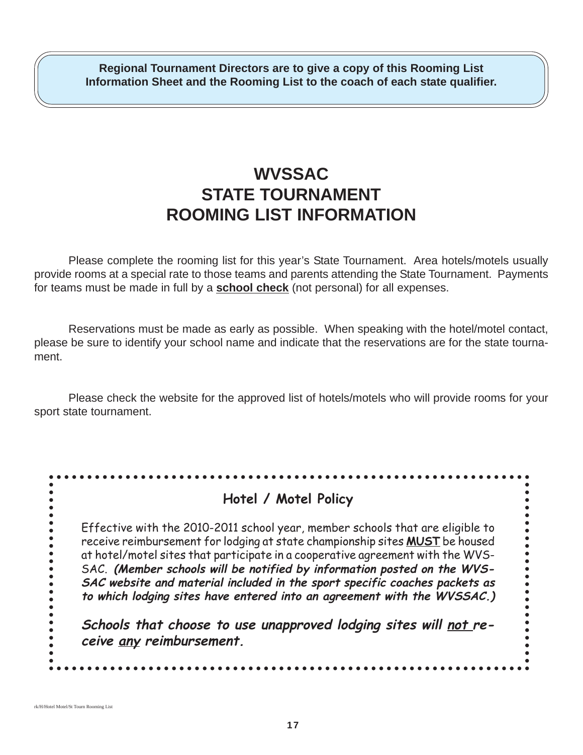**Regional Tournament Directors are to give a copy of this Rooming List Information Sheet and the Rooming List to the coach of each state qualifier.**

# WVSSAC
# STATE TOURNAMENT
# ROOMING LIST INFORMATION

Please complete the rooming list for this year's State Tournament. Area hotels/motels usually provide rooms at a special rate to those teams and parents attending the State Tournament. Payments for teams must be made in full by a **school check** (not personal) for all expenses.

Reservations must be made as early as possible. When speaking with the hotel/motel contact, please be sure to identify your school name and indicate that the reservations are for the state tournament.

Please check the website for the approved list of hotels/motels who will provide rooms for your sport state tournament.

## Hotel / Motel Policy

Effective with the 2010-2011 school year, member schools that are eligible to receive reimbursement for lodging at state championship sites **MUST** be housed at hotel/motel sites that participate in a cooperative agreement with the WVSSAC. ***(Member schools will be notified by information posted on the WVSSAC website and material included in the sport specific coaches packets as to which lodging sites have entered into an agreement with the WVSSAC.)***

***Schools that choose to use unapproved lodging sites will not receive any reimbursement.***

rk/H/Hotel Motel/St Tourn Rooming List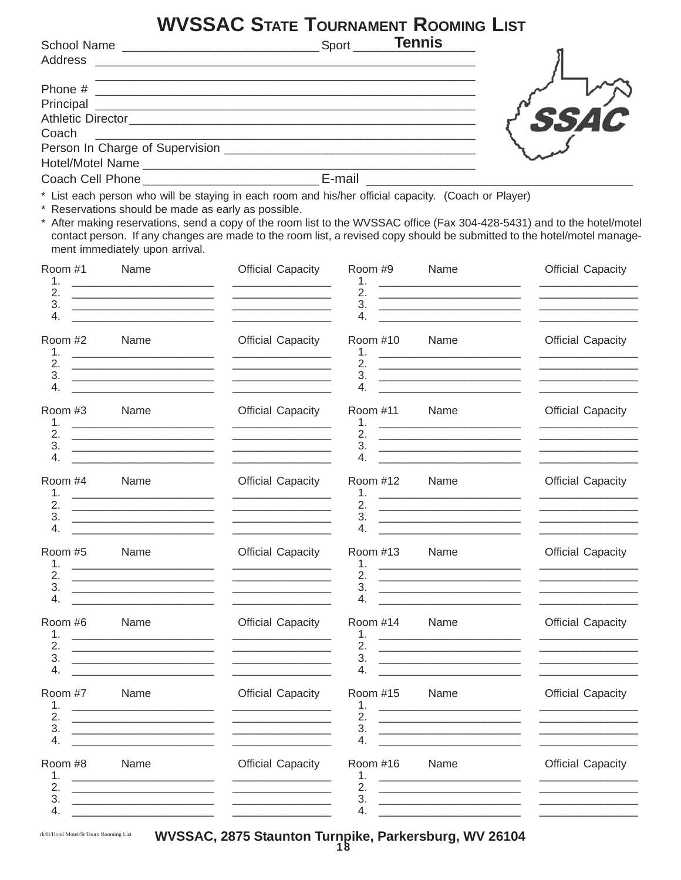# WVSSAC STATE TOURNAMENT ROOMING LIST

School Name ____________________________ Sport Tennis

Address ________________________________________________

________________________________________________

Phone # ________________________________________________

Principal ________________________________________________

Athletic Director ________________________________________________

Coach ________________________________________________

Person In Charge of Supervision ________________________________

Hotel/Motel Name ________________________________________

Coach Cell Phone _________________________ E-mail ________________________________

SSAC

* List each person who will be staying in each room and his/her official capacity. (Coach or Player)
* Reservations should be made as early as possible.
* After making reservations, send a copy of the room list to the WVSSAC office (Fax 304-428-5431) and to the hotel/motel contact person. If any changes are made to the room list, a revised copy should be submitted to the hotel/motel management immediately upon arrival.

| Room #1 | Name | Official Capacity |
|---|---|---|
| 1. | ______________________ | _______________ |
| 2. | ______________________ | _______________ |
| 3. | ______________________ | _______________ |
| 4. | ______________________ | _______________ |

| Room #2 | Name | Official Capacity |
|---|---|---|
| 1. | ______________________ | _______________ |
| 2. | ______________________ | _______________ |
| 3. | ______________________ | _______________ |
| 4. | ______________________ | _______________ |

| Room #3 | Name | Official Capacity |
|---|---|---|
| 1. | ______________________ | _______________ |
| 2. | ______________________ | _______________ |
| 3. | ______________________ | _______________ |
| 4. | ______________________ | _______________ |

| Room #4 | Name | Official Capacity |
|---|---|---|
| 1. | ______________________ | _______________ |
| 2. | ______________________ | _______________ |
| 3. | ______________________ | _______________ |
| 4. | ______________________ | _______________ |

| Room #5 | Name | Official Capacity |
|---|---|---|
| 1. | ______________________ | _______________ |
| 2. | ______________________ | _______________ |
| 3. | ______________________ | _______________ |
| 4. | ______________________ | _______________ |

| Room #6 | Name | Official Capacity |
|---|---|---|
| 1. | ______________________ | _______________ |
| 2. | ______________________ | _______________ |
| 3. | ______________________ | _______________ |
| 4. | ______________________ | _______________ |

| Room #7 | Name | Official Capacity |
|---|---|---|
| 1. | ______________________ | _______________ |
| 2. | ______________________ | _______________ |
| 3. | ______________________ | _______________ |
| 4. | ______________________ | _______________ |

| Room #8 | Name | Official Capacity |
|---|---|---|
| 1. | ______________________ | _______________ |
| 2. | ______________________ | _______________ |
| 3. | ______________________ | _______________ |
| 4. | ______________________ | _______________ |

| Room #9 | Name | Official Capacity |
|---|---|---|
| 1. | ______________________ | _______________ |
| 2. | ______________________ | _______________ |
| 3. | ______________________ | _______________ |
| 4. | ______________________ | _______________ |

| Room #10 | Name | Official Capacity |
|---|---|---|
| 1. | ______________________ | _______________ |
| 2. | ______________________ | _______________ |
| 3. | ______________________ | _______________ |
| 4. | ______________________ | _______________ |

| Room #11 | Name | Official Capacity |
|---|---|---|
| 1. | ______________________ | _______________ |
| 2. | ______________________ | _______________ |
| 3. | ______________________ | _______________ |
| 4. | ______________________ | _______________ |

| Room #12 | Name | Official Capacity |
|---|---|---|
| 1. | ______________________ | _______________ |
| 2. | ______________________ | _______________ |
| 3. | ______________________ | _______________ |
| 4. | ______________________ | _______________ |

| Room #13 | Name | Official Capacity |
|---|---|---|
| 1. | ______________________ | _______________ |
| 2. | ______________________ | _______________ |
| 3. | ______________________ | _______________ |
| 4. | ______________________ | _______________ |

| Room #14 | Name | Official Capacity |
|---|---|---|
| 1. | ______________________ | _______________ |
| 2. | ______________________ | _______________ |
| 3. | ______________________ | _______________ |
| 4. | ______________________ | _______________ |

| Room #15 | Name | Official Capacity |
|---|---|---|
| 1. | ______________________ | _______________ |
| 2. | ______________________ | _______________ |
| 3. | ______________________ | _______________ |
| 4. | ______________________ | _______________ |

| Room #16 | Name | Official Capacity |
|---|---|---|
| 1. | ______________________ | _______________ |
| 2. | ______________________ | _______________ |
| 3. | ______________________ | _______________ |
| 4. | ______________________ | _______________ |

rk/H/Hotel Motel/St Tourn Rooming List

**WVSSAC, 2875 Staunton Turnpike, Parkersburg, WV 26104**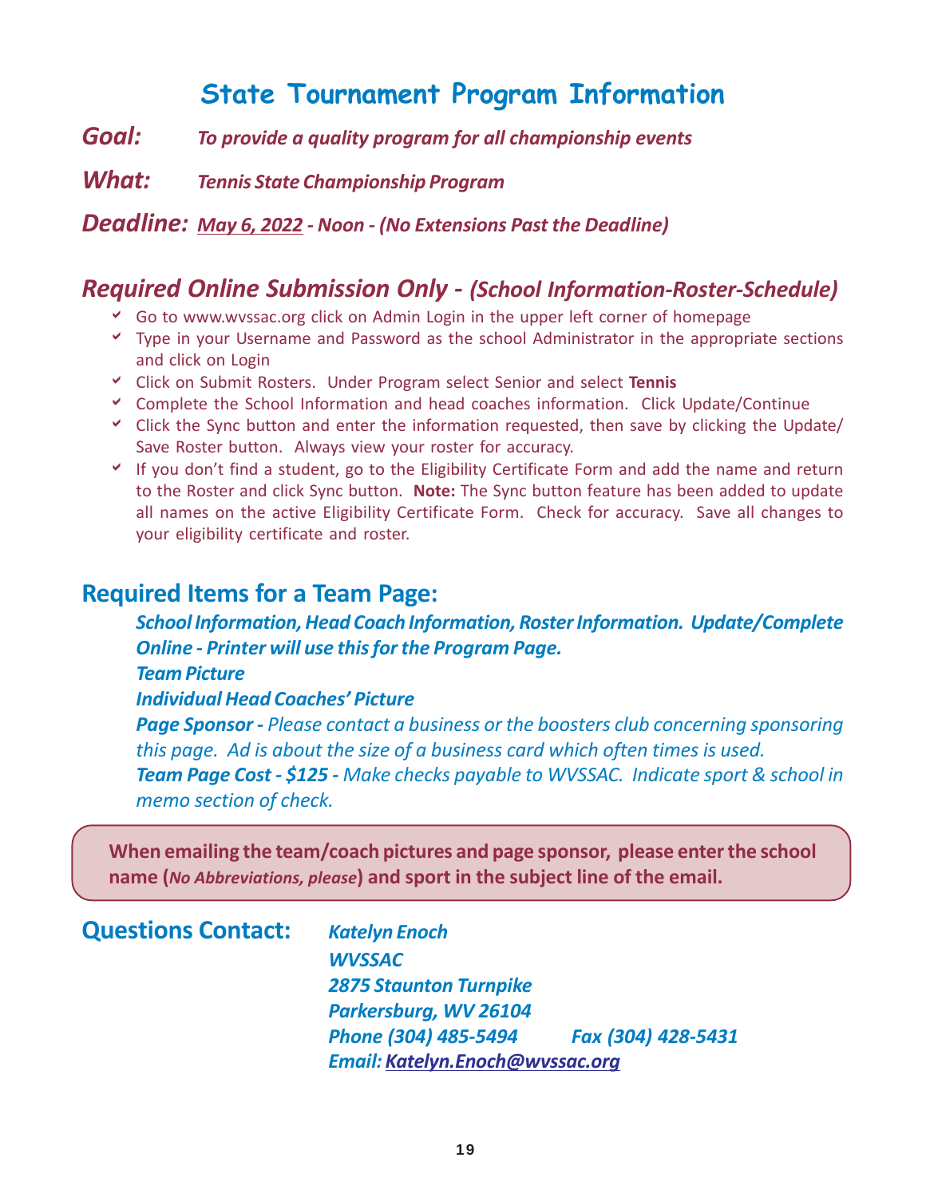# State Tournament Program Information

***Goal:*** *To provide a quality program for all championship events*

***What:*** *Tennis State Championship Program*

***Deadline:*** *May 6, 2022 - Noon - (No Extensions Past the Deadline)*

## *Required Online Submission Only - (School Information-Roster-Schedule)*

- Go to www.wvssac.org click on Admin Login in the upper left corner of homepage
- Type in your Username and Password as the school Administrator in the appropriate sections and click on Login
- Click on Submit Rosters. Under Program select Senior and select **Tennis**
- Complete the School Information and head coaches information. Click Update/Continue
- Click the Sync button and enter the information requested, then save by clicking the Update/ Save Roster button. Always view your roster for accuracy.
- If you don't find a student, go to the Eligibility Certificate Form and add the name and return to the Roster and click Sync button. **Note:** The Sync button feature has been added to update all names on the active Eligibility Certificate Form. Check for accuracy. Save all changes to your eligibility certificate and roster.

## Required Items for a Team Page:

***School Information, Head Coach Information, Roster Information. Update/Complete Online - Printer will use this for the Program Page.***

***Team Picture***

***Individual Head Coaches' Picture***

***Page Sponsor -*** *Please contact a business or the boosters club concerning sponsoring this page. Ad is about the size of a business card which often times is used.*

***Team Page Cost - $125 -*** *Make checks payable to WVSSAC. Indicate sport & school in memo section of check.*

**When emailing the team/coach pictures and page sponsor, please enter the school name (*No Abbreviations, please*) and sport in the subject line of the email.**

## Questions Contact:

*Katelyn Enoch*
*WVSSAC*
*2875 Staunton Turnpike*
*Parkersburg, WV 26104*
*Phone (304) 485-5494 Fax (304) 428-5431*
*Email: Katelyn.Enoch@wvssac.org*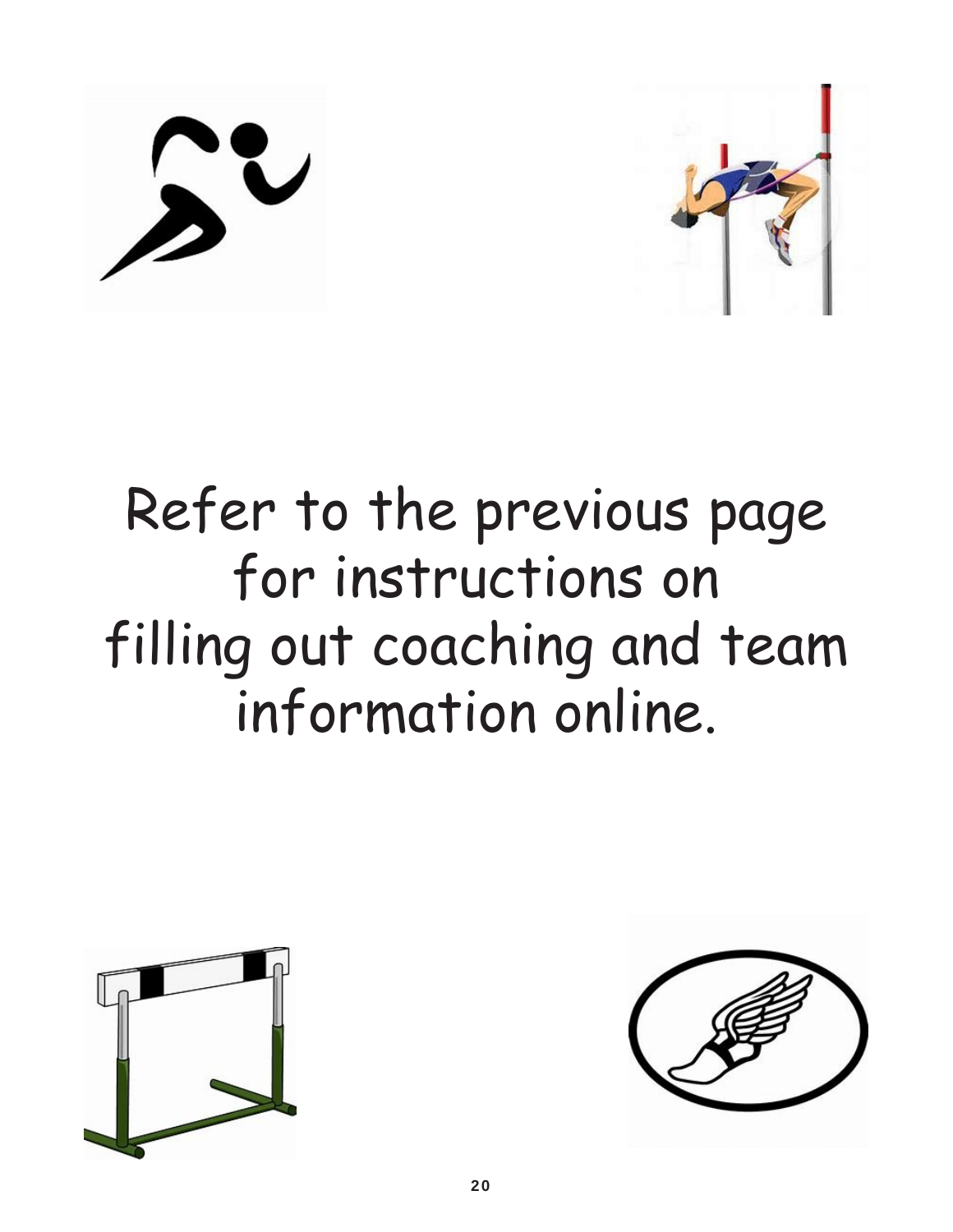Refer to the previous page for instructions on filling out coaching and team information online.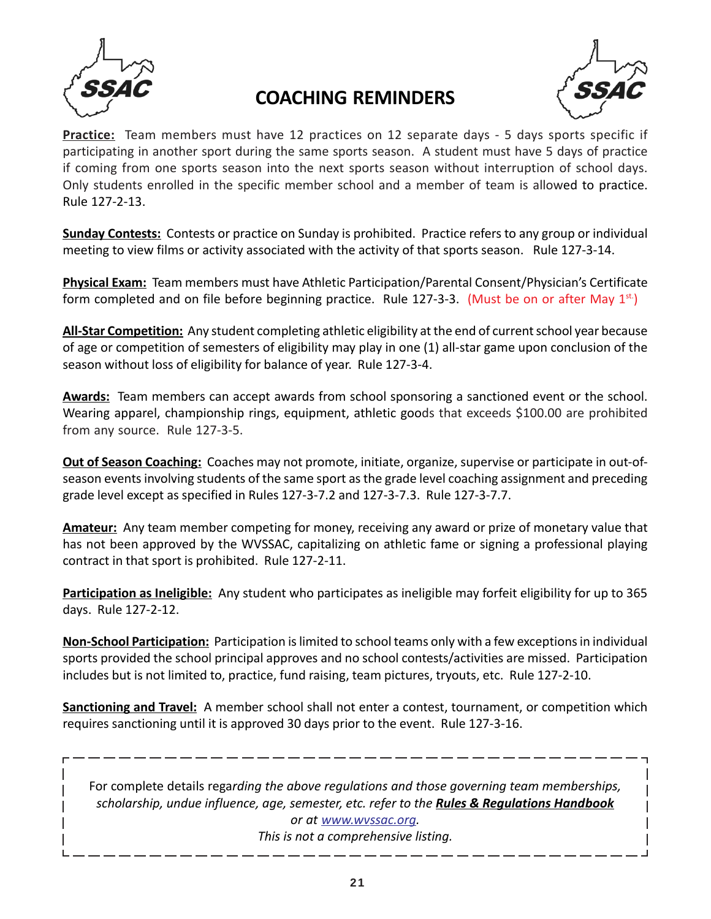# COACHING REMINDERS

**Practice:** Team members must have 12 practices on 12 separate days - 5 days sports specific if participating in another sport during the same sports season. A student must have 5 days of practice if coming from one sports season into the next sports season without interruption of school days. Only students enrolled in the specific member school and a member of team is allowed to practice. Rule 127-2-13.

**Sunday Contests:** Contests or practice on Sunday is prohibited. Practice refers to any group or individual meeting to view films or activity associated with the activity of that sports season. Rule 127-3-14.

**Physical Exam:** Team members must have Athletic Participation/Parental Consent/Physician's Certificate form completed and on file before beginning practice. Rule 127-3-3. (Must be on or after May 1st.)

**All-Star Competition:** Any student completing athletic eligibility at the end of current school year because of age or competition of semesters of eligibility may play in one (1) all-star game upon conclusion of the season without loss of eligibility for balance of year. Rule 127-3-4.

**Awards:** Team members can accept awards from school sponsoring a sanctioned event or the school. Wearing apparel, championship rings, equipment, athletic goods that exceeds $100.00 are prohibited from any source. Rule 127-3-5.

**Out of Season Coaching:** Coaches may not promote, initiate, organize, supervise or participate in out-of-season events involving students of the same sport as the grade level coaching assignment and preceding grade level except as specified in Rules 127-3-7.2 and 127-3-7.3. Rule 127-3-7.7.

**Amateur:** Any team member competing for money, receiving any award or prize of monetary value that has not been approved by the WVSSAC, capitalizing on athletic fame or signing a professional playing contract in that sport is prohibited. Rule 127-2-11.

**Participation as Ineligible:** Any student who participates as ineligible may forfeit eligibility for up to 365 days. Rule 127-2-12.

**Non-School Participation:** Participation is limited to school teams only with a few exceptions in individual sports provided the school principal approves and no school contests/activities are missed. Participation includes but is not limited to, practice, fund raising, team pictures, tryouts, etc. Rule 127-2-10.

**Sanctioning and Travel:** A member school shall not enter a contest, tournament, or competition which requires sanctioning until it is approved 30 days prior to the event. Rule 127-3-16.

For complete details regarding *the above regulations and those governing team memberships, scholarship, undue influence, age, semester, etc. refer to the* ***Rules & Regulations Handbook*** *or at www.wvssac.org.*

*This is not a comprehensive listing.*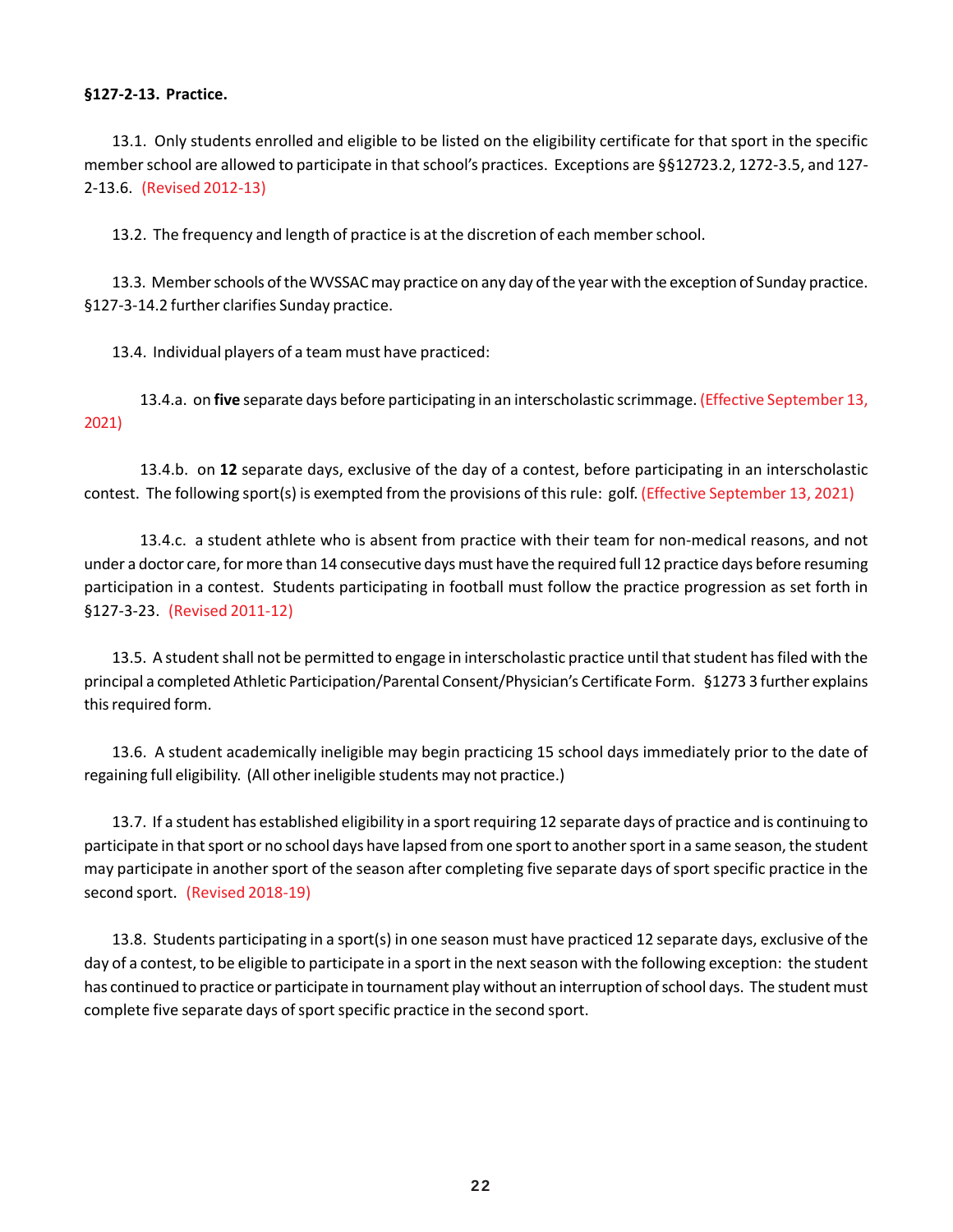**§127-2-13. Practice.**

13.1. Only students enrolled and eligible to be listed on the eligibility certificate for that sport in the specific member school are allowed to participate in that school's practices. Exceptions are §§12723.2, 1272-3.5, and 127-2-13.6. (Revised 2012-13)

13.2. The frequency and length of practice is at the discretion of each member school.

13.3. Member schools of the WVSSAC may practice on any day of the year with the exception of Sunday practice. §127-3-14.2 further clarifies Sunday practice.

13.4. Individual players of a team must have practiced:

13.4.a. on **five** separate days before participating in an interscholastic scrimmage. (Effective September 13, 2021)

13.4.b. on **12** separate days, exclusive of the day of a contest, before participating in an interscholastic contest. The following sport(s) is exempted from the provisions of this rule: golf. (Effective September 13, 2021)

13.4.c. a student athlete who is absent from practice with their team for non-medical reasons, and not under a doctor care, for more than 14 consecutive days must have the required full 12 practice days before resuming participation in a contest. Students participating in football must follow the practice progression as set forth in §127-3-23. (Revised 2011-12)

13.5. A student shall not be permitted to engage in interscholastic practice until that student has filed with the principal a completed Athletic Participation/Parental Consent/Physician's Certificate Form. §1273 3 further explains this required form.

13.6. A student academically ineligible may begin practicing 15 school days immediately prior to the date of regaining full eligibility. (All other ineligible students may not practice.)

13.7. If a student has established eligibility in a sport requiring 12 separate days of practice and is continuing to participate in that sport or no school days have lapsed from one sport to another sport in a same season, the student may participate in another sport of the season after completing five separate days of sport specific practice in the second sport. (Revised 2018-19)

13.8. Students participating in a sport(s) in one season must have practiced 12 separate days, exclusive of the day of a contest, to be eligible to participate in a sport in the next season with the following exception: the student has continued to practice or participate in tournament play without an interruption of school days. The student must complete five separate days of sport specific practice in the second sport.